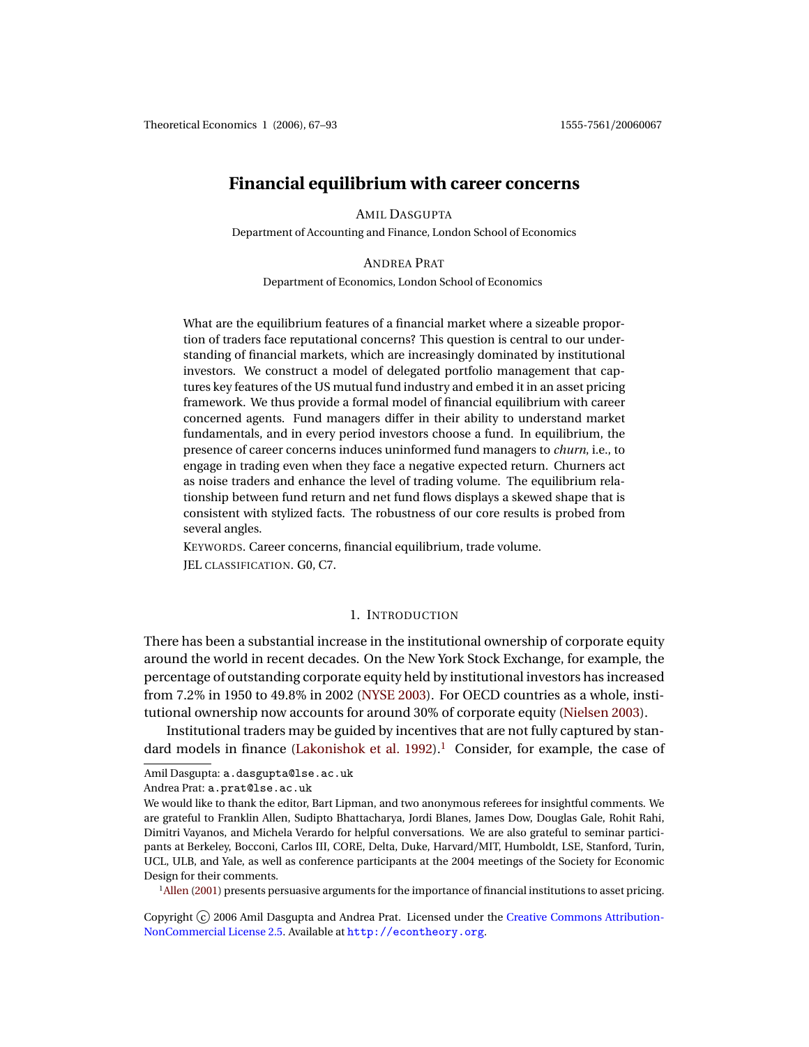# Financial equilibrium with career concerns

AMIL DASGUPTA
Department of Accounting and Finance, London School of Economics

ANDREA PRAT
Department of Economics, London School of Economics

What are the equilibrium features of a financial market where a sizeable proportion of traders face reputational concerns? This question is central to our understanding of financial markets, which are increasingly dominated by institutional investors. We construct a model of delegated portfolio management that captures key features of the US mutual fund industry and embed it in an asset pricing framework. We thus provide a formal model of financial equilibrium with career concerned agents. Fund managers differ in their ability to understand market fundamentals, and in every period investors choose a fund. In equilibrium, the presence of career concerns induces uninformed fund managers to *churn*, i.e., to engage in trading even when they face a negative expected return. Churners act as noise traders and enhance the level of trading volume. The equilibrium relationship between fund return and net fund flows displays a skewed shape that is consistent with stylized facts. The robustness of our core results is probed from several angles.

KEYWORDS. Career concerns, financial equilibrium, trade volume.

JEL CLASSIFICATION. G0, C7.

## 1. INTRODUCTION

There has been a substantial increase in the institutional ownership of corporate equity around the world in recent decades. On the New York Stock Exchange, for example, the percentage of outstanding corporate equity held by institutional investors has increased from 7.2% in 1950 to 49.8% in 2002 (NYSE 2003). For OECD countries as a whole, institutional ownership now accounts for around 30% of corporate equity (Nielsen 2003).

Institutional traders may be guided by incentives that are not fully captured by standard models in finance (Lakonishok et al. 1992).[1] Consider, for example, the case of

Amil Dasgupta: a.dasgupta@lse.ac.uk
Andrea Prat: a.prat@lse.ac.uk

We would like to thank the editor, Bart Lipman, and two anonymous referees for insightful comments. We are grateful to Franklin Allen, Sudipto Bhattacharya, Jordi Blanes, James Dow, Douglas Gale, Rohit Rahi, Dimitri Vayanos, and Michela Verardo for helpful conversations. We are also grateful to seminar participants at Berkeley, Bocconi, Carlos III, CORE, Delta, Duke, Harvard/MIT, Humboldt, LSE, Stanford, Turin, UCL, ULB, and Yale, as well as conference participants at the 2004 meetings of the Society for Economic Design for their comments.

[1] Allen (2001) presents persuasive arguments for the importance of financial institutions to asset pricing.

Copyright © 2006 Amil Dasgupta and Andrea Prat. Licensed under the Creative Commons Attribution-NonCommercial License 2.5. Available at http://econtheory.org.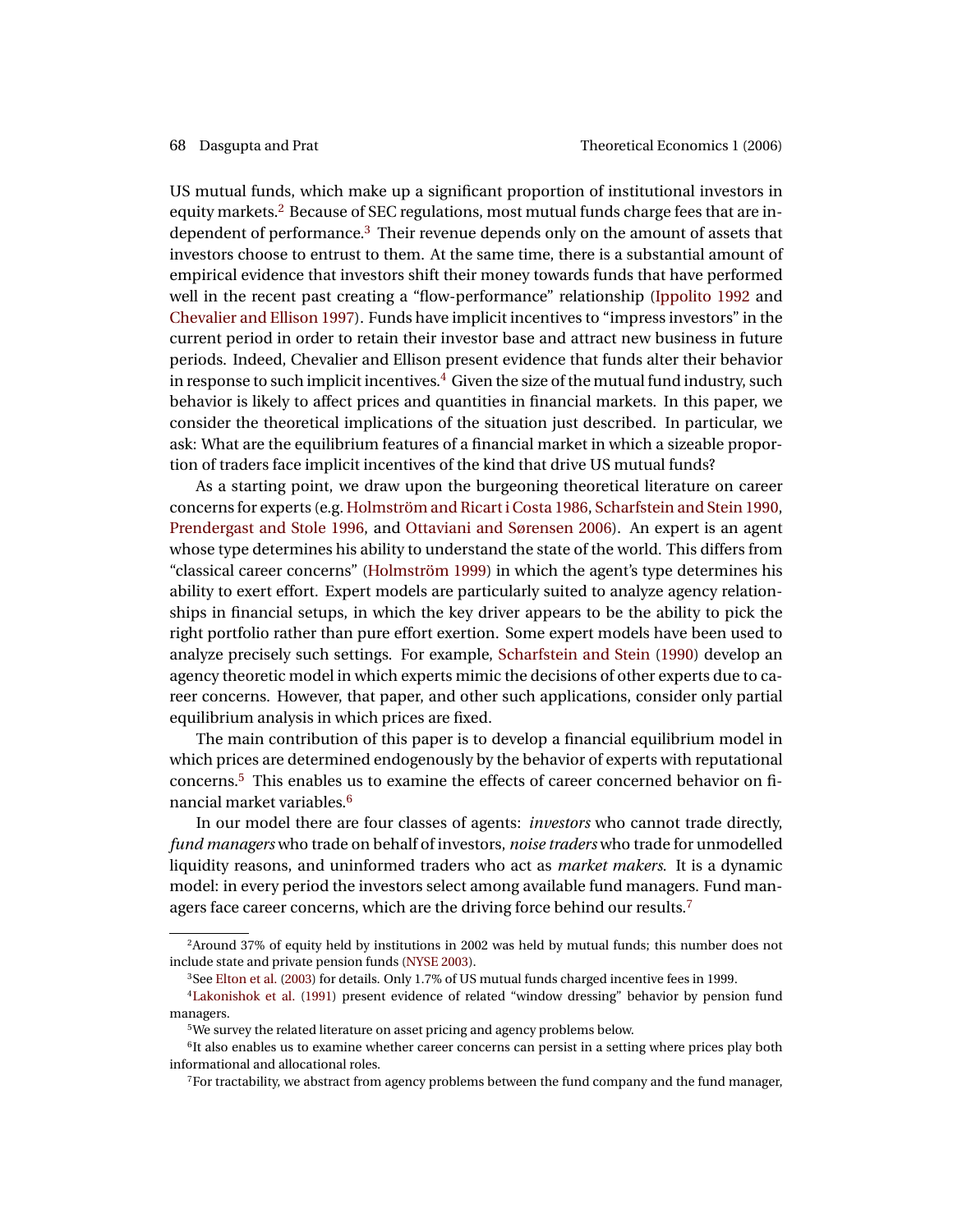US mutual funds, which make up a significant proportion of institutional investors in equity markets.[2] Because of SEC regulations, most mutual funds charge fees that are independent of performance.[3] Their revenue depends only on the amount of assets that investors choose to entrust to them. At the same time, there is a substantial amount of empirical evidence that investors shift their money towards funds that have performed well in the recent past creating a "flow-performance" relationship (Ippolito 1992 and Chevalier and Ellison 1997). Funds have implicit incentives to "impress investors" in the current period in order to retain their investor base and attract new business in future periods. Indeed, Chevalier and Ellison present evidence that funds alter their behavior in response to such implicit incentives.[4] Given the size of the mutual fund industry, such behavior is likely to affect prices and quantities in financial markets. In this paper, we consider the theoretical implications of the situation just described. In particular, we ask: What are the equilibrium features of a financial market in which a sizeable proportion of traders face implicit incentives of the kind that drive US mutual funds?

As a starting point, we draw upon the burgeoning theoretical literature on career concerns for experts (e.g. Holmström and Ricart i Costa 1986, Scharfstein and Stein 1990, Prendergast and Stole 1996, and Ottaviani and Sørensen 2006). An expert is an agent whose type determines his ability to understand the state of the world. This differs from "classical career concerns" (Holmström 1999) in which the agent's type determines his ability to exert effort. Expert models are particularly suited to analyze agency relationships in financial setups, in which the key driver appears to be the ability to pick the right portfolio rather than pure effort exertion. Some expert models have been used to analyze precisely such settings. For example, Scharfstein and Stein (1990) develop an agency theoretic model in which experts mimic the decisions of other experts due to career concerns. However, that paper, and other such applications, consider only partial equilibrium analysis in which prices are fixed.

The main contribution of this paper is to develop a financial equilibrium model in which prices are determined endogenously by the behavior of experts with reputational concerns.[5] This enables us to examine the effects of career concerned behavior on financial market variables.[6]

In our model there are four classes of agents: *investors* who cannot trade directly, *fund managers* who trade on behalf of investors, *noise traders* who trade for unmodelled liquidity reasons, and uninformed traders who act as *market makers*. It is a dynamic model: in every period the investors select among available fund managers. Fund managers face career concerns, which are the driving force behind our results.[7]

---

[2] Around 37% of equity held by institutions in 2002 was held by mutual funds; this number does not include state and private pension funds (NYSE 2003).

[3] See Elton et al. (2003) for details. Only 1.7% of US mutual funds charged incentive fees in 1999.

[4] Lakonishok et al. (1991) present evidence of related "window dressing" behavior by pension fund managers.

[5] We survey the related literature on asset pricing and agency problems below.

[6] It also enables us to examine whether career concerns can persist in a setting where prices play both informational and allocational roles.

[7] For tractability, we abstract from agency problems between the fund company and the fund manager,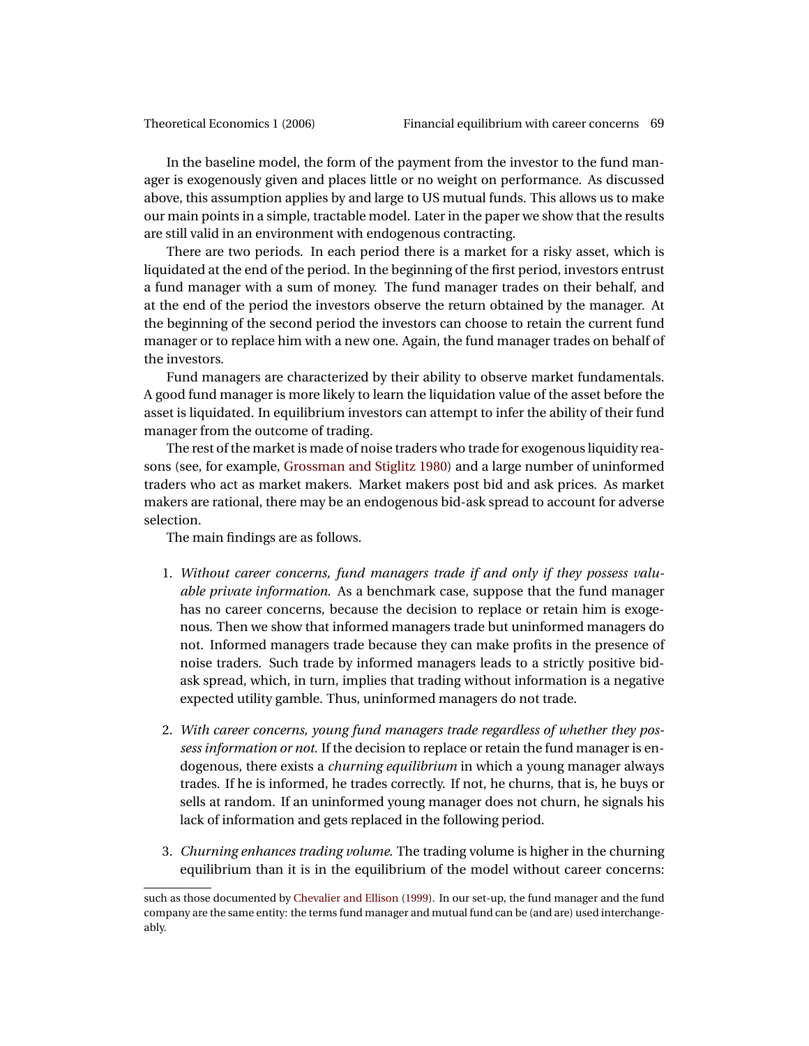In the baseline model, the form of the payment from the investor to the fund manager is exogenously given and places little or no weight on performance. As discussed above, this assumption applies by and large to US mutual funds. This allows us to make our main points in a simple, tractable model. Later in the paper we show that the results are still valid in an environment with endogenous contracting.

There are two periods. In each period there is a market for a risky asset, which is liquidated at the end of the period. In the beginning of the first period, investors entrust a fund manager with a sum of money. The fund manager trades on their behalf, and at the end of the period the investors observe the return obtained by the manager. At the beginning of the second period the investors can choose to retain the current fund manager or to replace him with a new one. Again, the fund manager trades on behalf of the investors.

Fund managers are characterized by their ability to observe market fundamentals. A good fund manager is more likely to learn the liquidation value of the asset before the asset is liquidated. In equilibrium investors can attempt to infer the ability of their fund manager from the outcome of trading.

The rest of the market is made of noise traders who trade for exogenous liquidity reasons (see, for example, Grossman and Stiglitz 1980) and a large number of uninformed traders who act as market makers. Market makers post bid and ask prices. As market makers are rational, there may be an endogenous bid-ask spread to account for adverse selection.

The main findings are as follows.

1. *Without career concerns, fund managers trade if and only if they possess valuable private information.* As a benchmark case, suppose that the fund manager has no career concerns, because the decision to replace or retain him is exogenous. Then we show that informed managers trade but uninformed managers do not. Informed managers trade because they can make profits in the presence of noise traders. Such trade by informed managers leads to a strictly positive bid-ask spread, which, in turn, implies that trading without information is a negative expected utility gamble. Thus, uninformed managers do not trade.

2. *With career concerns, young fund managers trade regardless of whether they possess information or not.* If the decision to replace or retain the fund manager is endogenous, there exists a *churning equilibrium* in which a young manager always trades. If he is informed, he trades correctly. If not, he churns, that is, he buys or sells at random. If an uninformed young manager does not churn, he signals his lack of information and gets replaced in the following period.

3. *Churning enhances trading volume.* The trading volume is higher in the churning equilibrium than it is in the equilibrium of the model without career concerns:

such as those documented by Chevalier and Ellison (1999). In our set-up, the fund manager and the fund company are the same entity: the terms fund manager and mutual fund can be (and are) used interchangeably.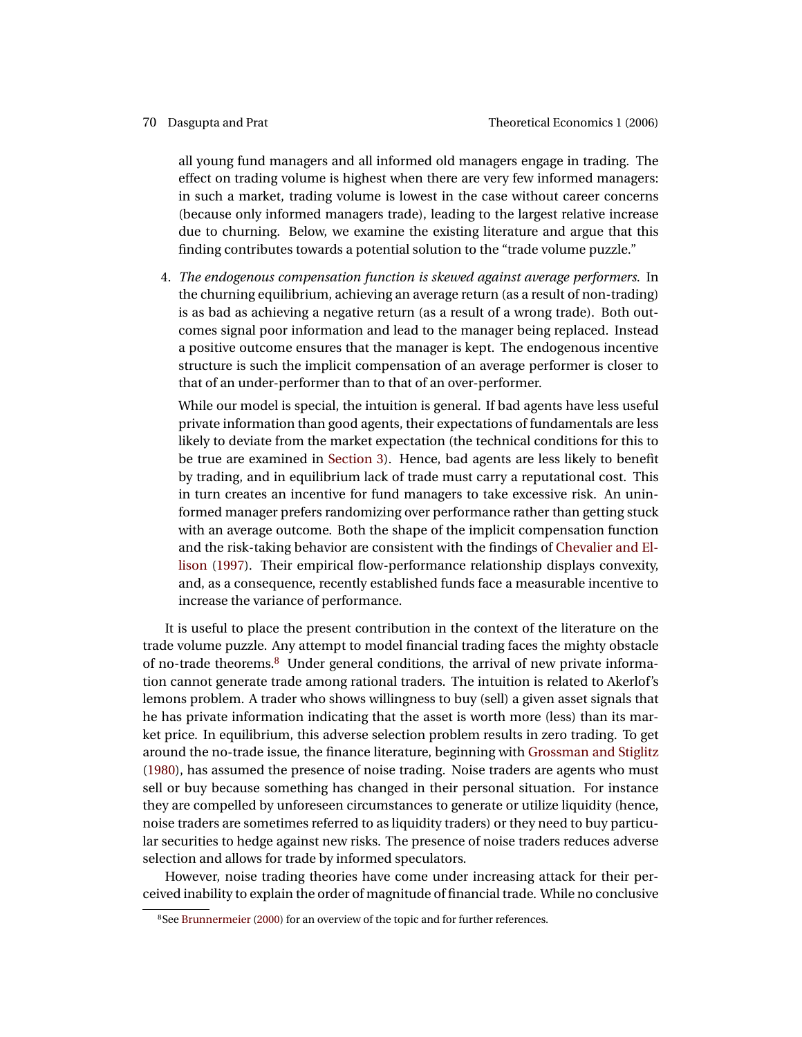all young fund managers and all informed old managers engage in trading. The effect on trading volume is highest when there are very few informed managers: in such a market, trading volume is lowest in the case without career concerns (because only informed managers trade), leading to the largest relative increase due to churning. Below, we examine the existing literature and argue that this finding contributes towards a potential solution to the "trade volume puzzle."

4. *The endogenous compensation function is skewed against average performers.* In the churning equilibrium, achieving an average return (as a result of non-trading) is as bad as achieving a negative return (as a result of a wrong trade). Both outcomes signal poor information and lead to the manager being replaced. Instead a positive outcome ensures that the manager is kept. The endogenous incentive structure is such the implicit compensation of an average performer is closer to that of an under-performer than to that of an over-performer.

   While our model is special, the intuition is general. If bad agents have less useful private information than good agents, their expectations of fundamentals are less likely to deviate from the market expectation (the technical conditions for this to be true are examined in Section 3). Hence, bad agents are less likely to benefit by trading, and in equilibrium lack of trade must carry a reputational cost. This in turn creates an incentive for fund managers to take excessive risk. An uninformed manager prefers randomizing over performance rather than getting stuck with an average outcome. Both the shape of the implicit compensation function and the risk-taking behavior are consistent with the findings of Chevalier and Ellison (1997). Their empirical flow-performance relationship displays convexity, and, as a consequence, recently established funds face a measurable incentive to increase the variance of performance.

It is useful to place the present contribution in the context of the literature on the trade volume puzzle. Any attempt to model financial trading faces the mighty obstacle of no-trade theorems.[8] Under general conditions, the arrival of new private information cannot generate trade among rational traders. The intuition is related to Akerlof's lemons problem. A trader who shows willingness to buy (sell) a given asset signals that he has private information indicating that the asset is worth more (less) than its market price. In equilibrium, this adverse selection problem results in zero trading. To get around the no-trade issue, the finance literature, beginning with Grossman and Stiglitz (1980), has assumed the presence of noise trading. Noise traders are agents who must sell or buy because something has changed in their personal situation. For instance they are compelled by unforeseen circumstances to generate or utilize liquidity (hence, noise traders are sometimes referred to as liquidity traders) or they need to buy particular securities to hedge against new risks. The presence of noise traders reduces adverse selection and allows for trade by informed speculators.

However, noise trading theories have come under increasing attack for their perceived inability to explain the order of magnitude of financial trade. While no conclusive

[8] See Brunnermeier (2000) for an overview of the topic and for further references.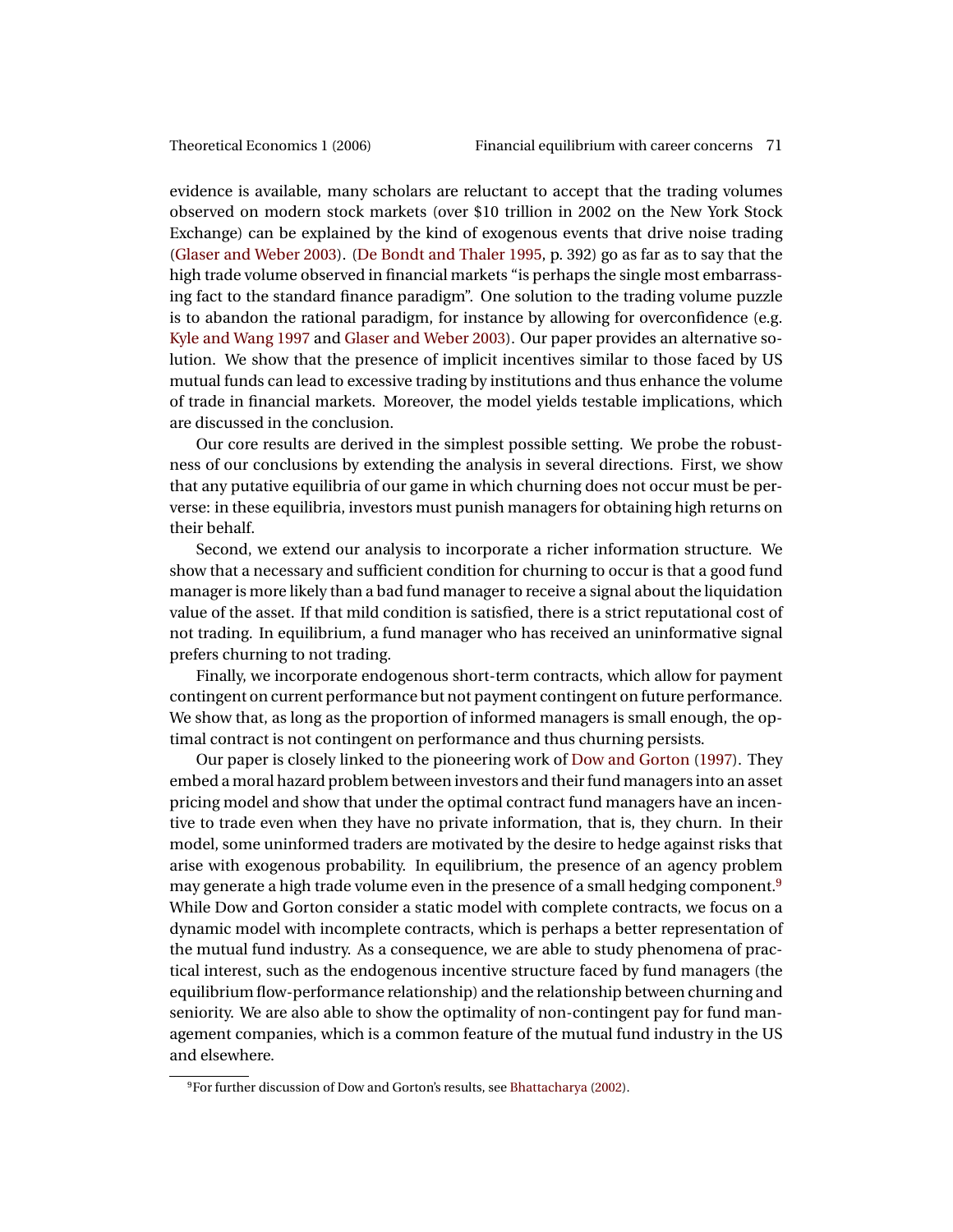evidence is available, many scholars are reluctant to accept that the trading volumes observed on modern stock markets (over $10 trillion in 2002 on the New York Stock Exchange) can be explained by the kind of exogenous events that drive noise trading (Glaser and Weber 2003). (De Bondt and Thaler 1995, p. 392) go as far as to say that the high trade volume observed in financial markets "is perhaps the single most embarrassing fact to the standard finance paradigm". One solution to the trading volume puzzle is to abandon the rational paradigm, for instance by allowing for overconfidence (e.g. Kyle and Wang 1997 and Glaser and Weber 2003). Our paper provides an alternative solution. We show that the presence of implicit incentives similar to those faced by US mutual funds can lead to excessive trading by institutions and thus enhance the volume of trade in financial markets. Moreover, the model yields testable implications, which are discussed in the conclusion.

Our core results are derived in the simplest possible setting. We probe the robustness of our conclusions by extending the analysis in several directions. First, we show that any putative equilibria of our game in which churning does not occur must be perverse: in these equilibria, investors must punish managers for obtaining high returns on their behalf.

Second, we extend our analysis to incorporate a richer information structure. We show that a necessary and sufficient condition for churning to occur is that a good fund manager is more likely than a bad fund manager to receive a signal about the liquidation value of the asset. If that mild condition is satisfied, there is a strict reputational cost of not trading. In equilibrium, a fund manager who has received an uninformative signal prefers churning to not trading.

Finally, we incorporate endogenous short-term contracts, which allow for payment contingent on current performance but not payment contingent on future performance. We show that, as long as the proportion of informed managers is small enough, the optimal contract is not contingent on performance and thus churning persists.

Our paper is closely linked to the pioneering work of Dow and Gorton (1997). They embed a moral hazard problem between investors and their fund managers into an asset pricing model and show that under the optimal contract fund managers have an incentive to trade even when they have no private information, that is, they churn. In their model, some uninformed traders are motivated by the desire to hedge against risks that arise with exogenous probability. In equilibrium, the presence of an agency problem may generate a high trade volume even in the presence of a small hedging component.[9] While Dow and Gorton consider a static model with complete contracts, we focus on a dynamic model with incomplete contracts, which is perhaps a better representation of the mutual fund industry. As a consequence, we are able to study phenomena of practical interest, such as the endogenous incentive structure faced by fund managers (the equilibrium flow-performance relationship) and the relationship between churning and seniority. We are also able to show the optimality of non-contingent pay for fund management companies, which is a common feature of the mutual fund industry in the US and elsewhere.

[9] For further discussion of Dow and Gorton's results, see Bhattacharya (2002).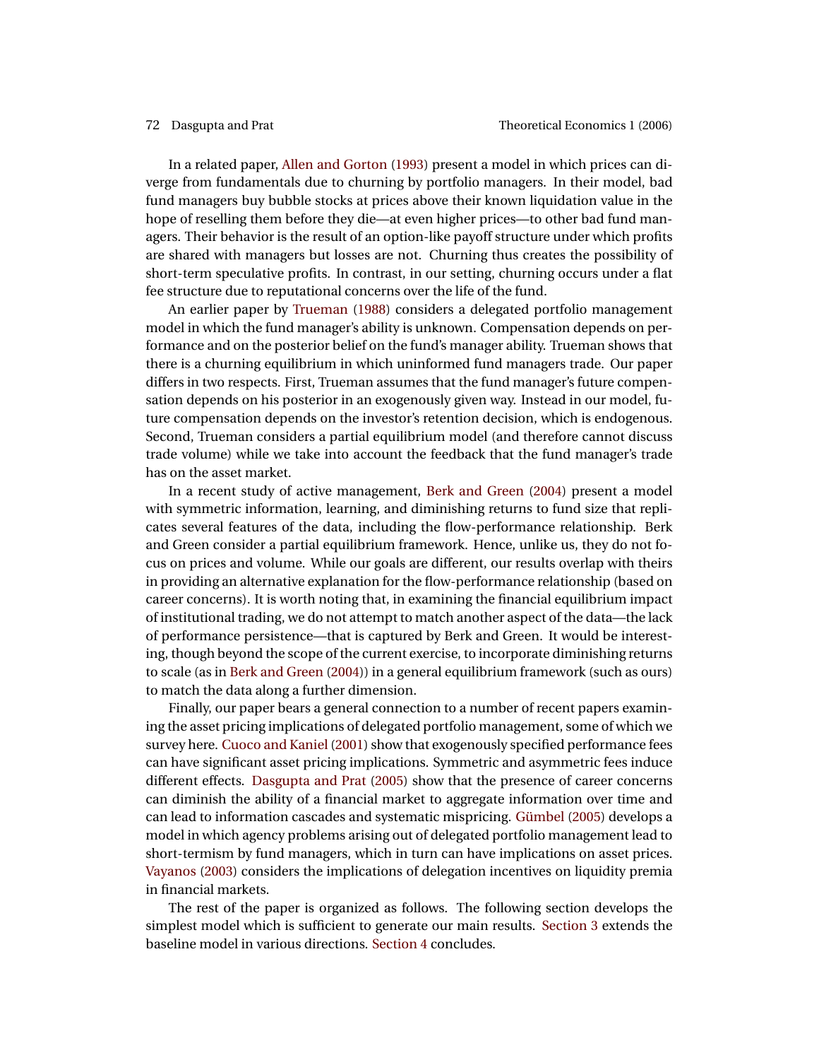In a related paper, Allen and Gorton (1993) present a model in which prices can diverge from fundamentals due to churning by portfolio managers. In their model, bad fund managers buy bubble stocks at prices above their known liquidation value in the hope of reselling them before they die—at even higher prices—to other bad fund managers. Their behavior is the result of an option-like payoff structure under which profits are shared with managers but losses are not. Churning thus creates the possibility of short-term speculative profits. In contrast, in our setting, churning occurs under a flat fee structure due to reputational concerns over the life of the fund.

An earlier paper by Trueman (1988) considers a delegated portfolio management model in which the fund manager's ability is unknown. Compensation depends on performance and on the posterior belief on the fund's manager ability. Trueman shows that there is a churning equilibrium in which uninformed fund managers trade. Our paper differs in two respects. First, Trueman assumes that the fund manager's future compensation depends on his posterior in an exogenously given way. Instead in our model, future compensation depends on the investor's retention decision, which is endogenous. Second, Trueman considers a partial equilibrium model (and therefore cannot discuss trade volume) while we take into account the feedback that the fund manager's trade has on the asset market.

In a recent study of active management, Berk and Green (2004) present a model with symmetric information, learning, and diminishing returns to fund size that replicates several features of the data, including the flow-performance relationship. Berk and Green consider a partial equilibrium framework. Hence, unlike us, they do not focus on prices and volume. While our goals are different, our results overlap with theirs in providing an alternative explanation for the flow-performance relationship (based on career concerns). It is worth noting that, in examining the financial equilibrium impact of institutional trading, we do not attempt to match another aspect of the data—the lack of performance persistence—that is captured by Berk and Green. It would be interesting, though beyond the scope of the current exercise, to incorporate diminishing returns to scale (as in Berk and Green (2004)) in a general equilibrium framework (such as ours) to match the data along a further dimension.

Finally, our paper bears a general connection to a number of recent papers examining the asset pricing implications of delegated portfolio management, some of which we survey here. Cuoco and Kaniel (2001) show that exogenously specified performance fees can have significant asset pricing implications. Symmetric and asymmetric fees induce different effects. Dasgupta and Prat (2005) show that the presence of career concerns can diminish the ability of a financial market to aggregate information over time and can lead to information cascades and systematic mispricing. Gümbel (2005) develops a model in which agency problems arising out of delegated portfolio management lead to short-termism by fund managers, which in turn can have implications on asset prices. Vayanos (2003) considers the implications of delegation incentives on liquidity premia in financial markets.

The rest of the paper is organized as follows. The following section develops the simplest model which is sufficient to generate our main results. Section 3 extends the baseline model in various directions. Section 4 concludes.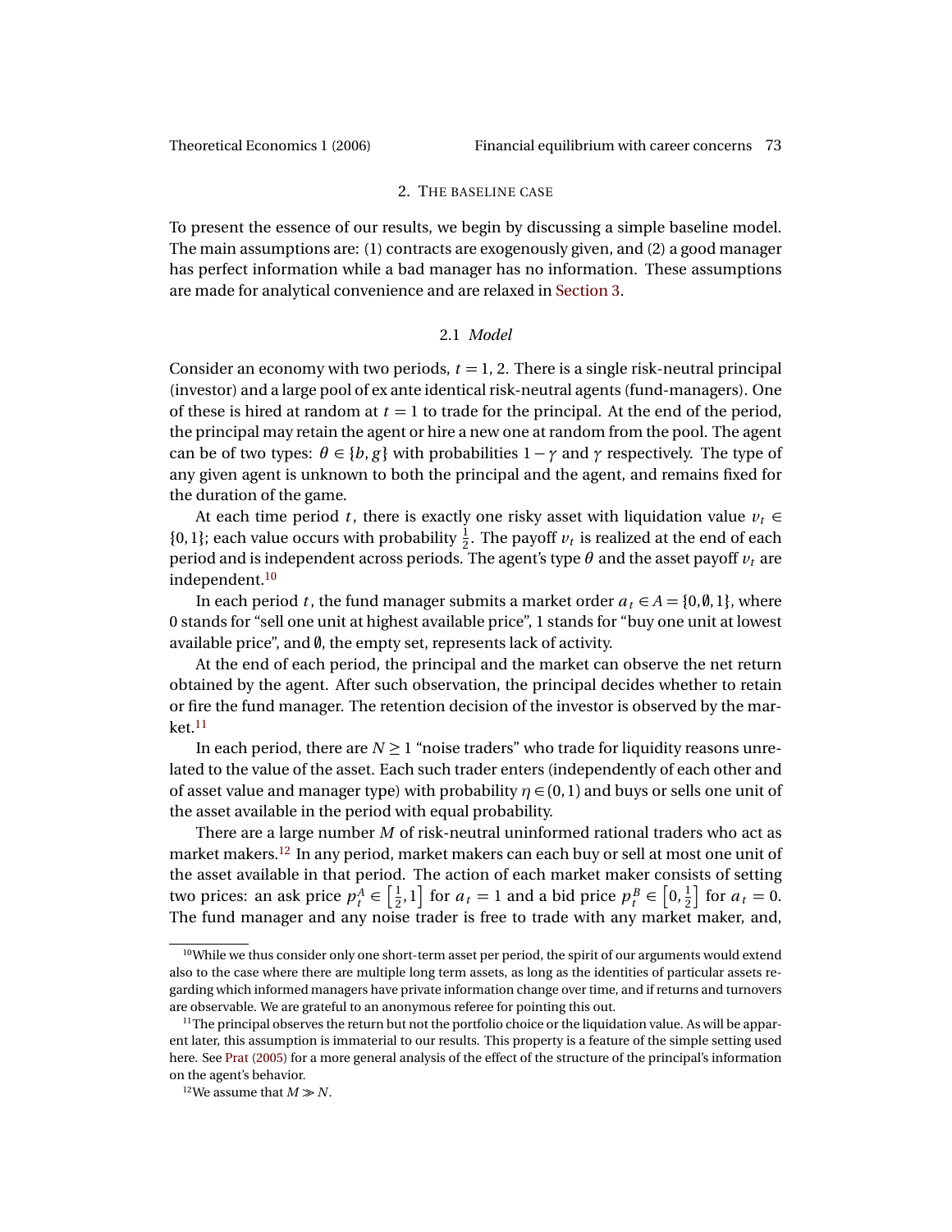## 2. The baseline case

To present the essence of our results, we begin by discussing a simple baseline model. The main assumptions are: (1) contracts are exogenously given, and (2) a good manager has perfect information while a bad manager has no information. These assumptions are made for analytical convenience and are relaxed in Section 3.

### 2.1 *Model*

Consider an economy with two periods, $t = 1, 2$. There is a single risk-neutral principal (investor) and a large pool of ex ante identical risk-neutral agents (fund-managers). One of these is hired at random at $t = 1$ to trade for the principal. At the end of the period, the principal may retain the agent or hire a new one at random from the pool. The agent can be of two types: $\theta \in \{b, g\}$ with probabilities $1 - \gamma$ and $\gamma$ respectively. The type of any given agent is unknown to both the principal and the agent, and remains fixed for the duration of the game.

At each time period $t$, there is exactly one risky asset with liquidation value $v_t \in \{0, 1\}$; each value occurs with probability $\frac{1}{2}$. The payoff $v_t$ is realized at the end of each period and is independent across periods. The agent's type $\theta$ and the asset payoff $v_t$ are independent.[10]

In each period $t$, the fund manager submits a market order $a_t \in A = \{0, \emptyset, 1\}$, where 0 stands for "sell one unit at highest available price", 1 stands for "buy one unit at lowest available price", and $\emptyset$, the empty set, represents lack of activity.

At the end of each period, the principal and the market can observe the net return obtained by the agent. After such observation, the principal decides whether to retain or fire the fund manager. The retention decision of the investor is observed by the market.[11]

In each period, there are $N \geq 1$ "noise traders" who trade for liquidity reasons unrelated to the value of the asset. Each such trader enters (independently of each other and of asset value and manager type) with probability $\eta \in (0, 1)$ and buys or sells one unit of the asset available in the period with equal probability.

There are a large number $M$ of risk-neutral uninformed rational traders who act as market makers.[12] In any period, market makers can each buy or sell at most one unit of the asset available in that period. The action of each market maker consists of setting two prices: an ask price $p_t^A \in \left[\frac{1}{2}, 1\right]$ for $a_t = 1$ and a bid price $p_t^B \in \left[0, \frac{1}{2}\right]$ for $a_t = 0$. The fund manager and any noise trader is free to trade with any market maker, and,

---

[10] While we thus consider only one short-term asset per period, the spirit of our arguments would extend also to the case where there are multiple long term assets, as long as the identities of particular assets regarding which informed managers have private information change over time, and if returns and turnovers are observable. We are grateful to an anonymous referee for pointing this out.

[11] The principal observes the return but not the portfolio choice or the liquidation value. As will be apparent later, this assumption is immaterial to our results. This property is a feature of the simple setting used here. See Prat (2005) for a more general analysis of the effect of the structure of the principal's information on the agent's behavior.

[12] We assume that $M \gg N$.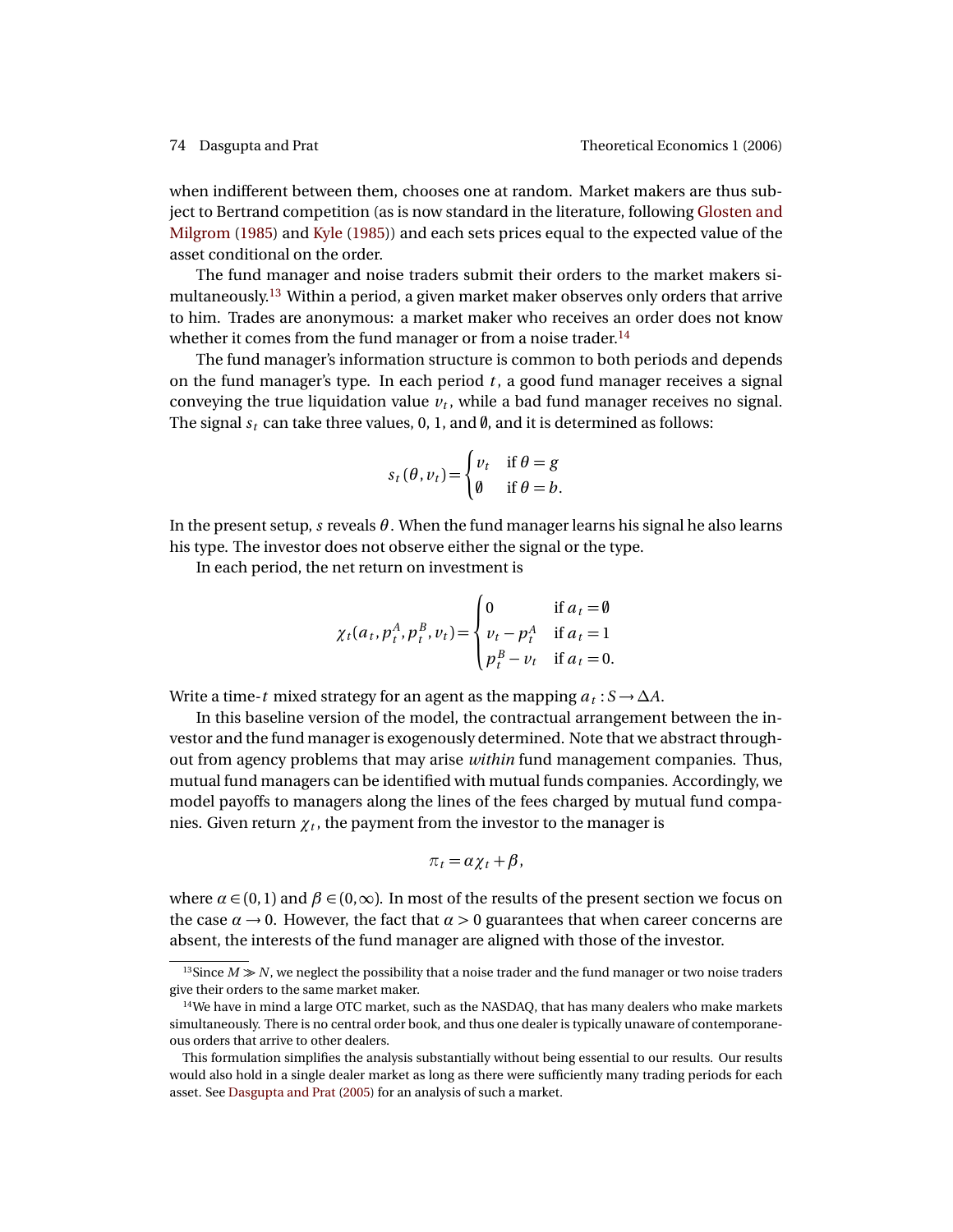when indifferent between them, chooses one at random. Market makers are thus subject to Bertrand competition (as is now standard in the literature, following Glosten and Milgrom (1985) and Kyle (1985)) and each sets prices equal to the expected value of the asset conditional on the order.

The fund manager and noise traders submit their orders to the market makers simultaneously.[13] Within a period, a given market maker observes only orders that arrive to him. Trades are anonymous: a market maker who receives an order does not know whether it comes from the fund manager or from a noise trader.[14]

The fund manager's information structure is common to both periods and depends on the fund manager's type. In each period $t$, a good fund manager receives a signal conveying the true liquidation value $v_t$, while a bad fund manager receives no signal. The signal $s_t$ can take three values, 0, 1, and $\emptyset$, and it is determined as follows:

$$s_t(\theta, v_t) = \begin{cases} v_t & \text{if } \theta = g \\ \emptyset & \text{if } \theta = b. \end{cases}$$

In the present setup, $s$ reveals $\theta$. When the fund manager learns his signal he also learns his type. The investor does not observe either the signal or the type.

In each period, the net return on investment is

$$\chi_t(a_t, p_t^A, p_t^B, v_t) = \begin{cases} 0 & \text{if } a_t = \emptyset \\ v_t - p_t^A & \text{if } a_t = 1 \\ p_t^B - v_t & \text{if } a_t = 0. \end{cases}$$

Write a time-$t$ mixed strategy for an agent as the mapping $a_t : S \to \Delta A$.

In this baseline version of the model, the contractual arrangement between the investor and the fund manager is exogenously determined. Note that we abstract throughout from agency problems that may arise *within* fund management companies. Thus, mutual fund managers can be identified with mutual funds companies. Accordingly, we model payoffs to managers along the lines of the fees charged by mutual fund companies. Given return $\chi_t$, the payment from the investor to the manager is

$$\pi_t = \alpha \chi_t + \beta,$$

where $\alpha \in (0,1)$ and $\beta \in (0,\infty)$. In most of the results of the present section we focus on the case $\alpha \to 0$. However, the fact that $\alpha > 0$ guarantees that when career concerns are absent, the interests of the fund manager are aligned with those of the investor.

[13] Since $M \gg N$, we neglect the possibility that a noise trader and the fund manager or two noise traders give their orders to the same market maker.

[14] We have in mind a large OTC market, such as the NASDAQ, that has many dealers who make markets simultaneously. There is no central order book, and thus one dealer is typically unaware of contemporaneous orders that arrive to other dealers.

This formulation simplifies the analysis substantially without being essential to our results. Our results would also hold in a single dealer market as long as there were sufficiently many trading periods for each asset. See Dasgupta and Prat (2005) for an analysis of such a market.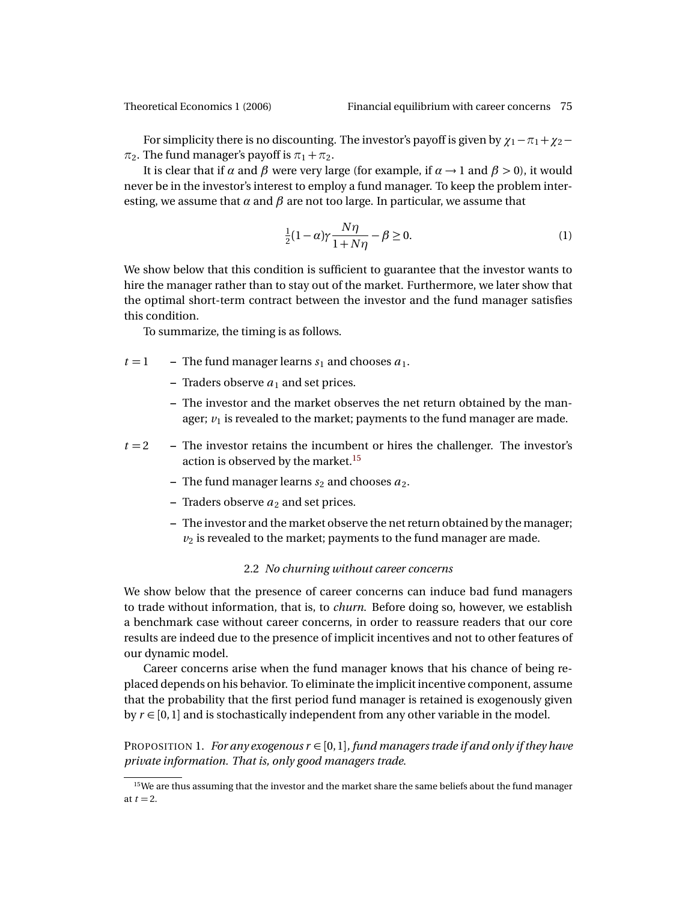For simplicity there is no discounting. The investor's payoff is given by $\chi_1 - \pi_1 + \chi_2 - \pi_2$. The fund manager's payoff is $\pi_1 + \pi_2$.

It is clear that if $\alpha$ and $\beta$ were very large (for example, if $\alpha \to 1$ and $\beta > 0$), it would never be in the investor's interest to employ a fund manager. To keep the problem interesting, we assume that $\alpha$ and $\beta$ are not too large. In particular, we assume that

$$\tfrac{1}{2}(1-\alpha)\gamma \frac{N\eta}{1+N\eta} - \beta \geq 0. \tag{1}$$

We show below that this condition is sufficient to guarantee that the investor wants to hire the manager rather than to stay out of the market. Furthermore, we later show that the optimal short-term contract between the investor and the fund manager satisfies this condition.

To summarize, the timing is as follows.

$t = 1$

- The fund manager learns $s_1$ and chooses $a_1$.
- Traders observe $a_1$ and set prices.
- The investor and the market observes the net return obtained by the manager; $v_1$ is revealed to the market; payments to the fund manager are made.

$t = 2$

- The investor retains the incumbent or hires the challenger. The investor's action is observed by the market.[15]
- The fund manager learns $s_2$ and chooses $a_2$.
- Traders observe $a_2$ and set prices.
- The investor and the market observe the net return obtained by the manager; $v_2$ is revealed to the market; payments to the fund manager are made.

### 2.2 *No churning without career concerns*

We show below that the presence of career concerns can induce bad fund managers to trade without information, that is, to *churn*. Before doing so, however, we establish a benchmark case without career concerns, in order to reassure readers that our core results are indeed due to the presence of implicit incentives and not to other features of our dynamic model.

Career concerns arise when the fund manager knows that his chance of being replaced depends on his behavior. To eliminate the implicit incentive component, assume that the probability that the first period fund manager is retained is exogenously given by $r \in [0,1]$ and is stochastically independent from any other variable in the model.

PROPOSITION 1. *For any exogenous $r \in [0,1]$, fund managers trade if and only if they have private information. That is, only good managers trade.*

[15] We are thus assuming that the investor and the market share the same beliefs about the fund manager at $t = 2$.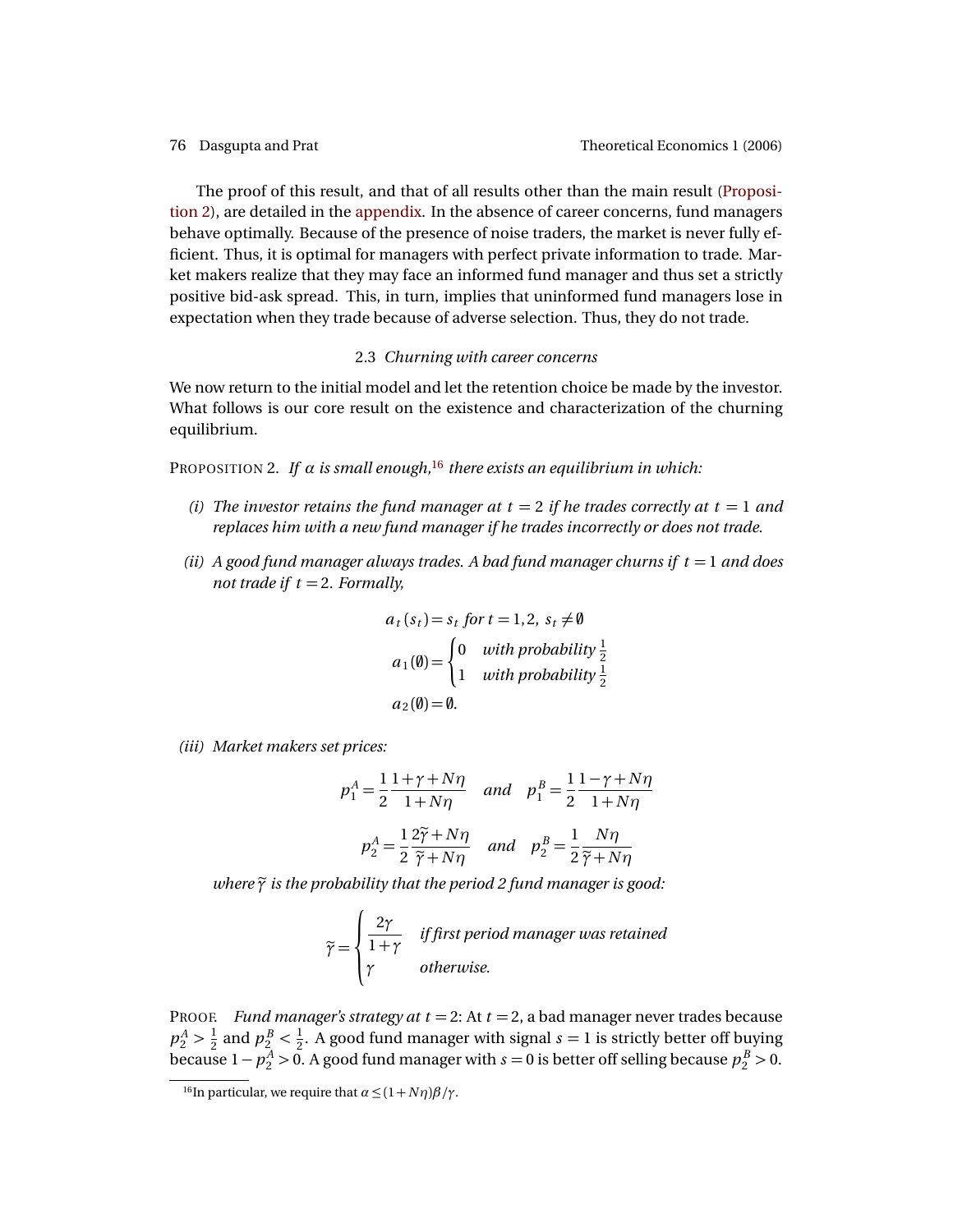The proof of this result, and that of all results other than the main result (Proposition 2), are detailed in the appendix. In the absence of career concerns, fund managers behave optimally. Because of the presence of noise traders, the market is never fully efficient. Thus, it is optimal for managers with perfect private information to trade. Market makers realize that they may face an informed fund manager and thus set a strictly positive bid-ask spread. This, in turn, implies that uninformed fund managers lose in expectation when they trade because of adverse selection. Thus, they do not trade.

### 2.3 *Churning with career concerns*

We now return to the initial model and let the retention choice be made by the investor. What follows is our core result on the existence and characterization of the churning equilibrium.

PROPOSITION 2. *If $\alpha$ is small enough,*[16] *there exists an equilibrium in which:*

*(i) The investor retains the fund manager at $t=2$ if he trades correctly at $t=1$ and replaces him with a new fund manager if he trades incorrectly or does not trade.*

*(ii) A good fund manager always trades. A bad fund manager churns if $t=1$ and does not trade if $t=2$. Formally,*

$$a_t(s_t) = s_t \text{ for } t=1,2,\ s_t \neq \emptyset$$

$$a_1(\emptyset) = \begin{cases} 0 & \text{with probability } \frac{1}{2} \\ 1 & \text{with probability } \frac{1}{2} \end{cases}$$

$$a_2(\emptyset) = \emptyset.$$

*(iii) Market makers set prices:*

$$p_1^A = \frac{1}{2}\frac{1+\gamma+N\eta}{1+N\eta} \quad \text{and} \quad p_1^B = \frac{1}{2}\frac{1-\gamma+N\eta}{1+N\eta}$$

$$p_2^A = \frac{1}{2}\frac{2\tilde{\gamma}+N\eta}{\tilde{\gamma}+N\eta} \quad \text{and} \quad p_2^B = \frac{1}{2}\frac{N\eta}{\tilde{\gamma}+N\eta}$$

*where $\tilde{\gamma}$ is the probability that the period 2 fund manager is good:*

$$\tilde{\gamma} = \begin{cases} \dfrac{2\gamma}{1+\gamma} & \text{if first period manager was retained} \\ \gamma & \text{otherwise.} \end{cases}$$

PROOF. *Fund manager's strategy at $t=2$*: At $t=2$, a bad manager never trades because $p_2^A > \frac{1}{2}$ and $p_2^B < \frac{1}{2}$. A good fund manager with signal $s=1$ is strictly better off buying because $1-p_2^A > 0$. A good fund manager with $s=0$ is better off selling because $p_2^B > 0$.

---

[16] In particular, we require that $\alpha \leq (1+N\eta)\beta/\gamma$.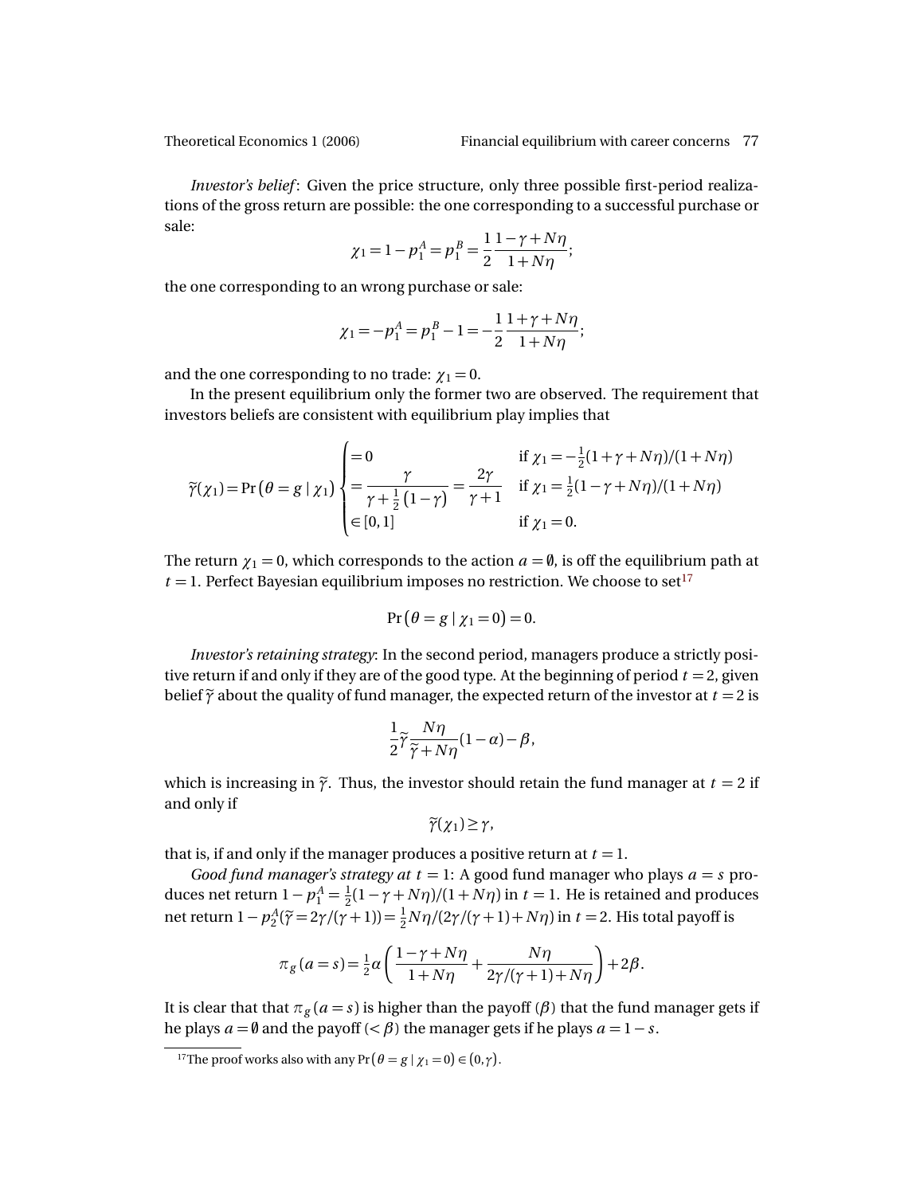*Investor's belief*: Given the price structure, only three possible first-period realizations of the gross return are possible: the one corresponding to a successful purchase or sale:

$$\chi_1 = 1 - p_1^A = p_1^B = \frac{1}{2}\frac{1-\gamma+N\eta}{1+N\eta};$$

the one corresponding to an wrong purchase or sale:

$$\chi_1 = -p_1^A = p_1^B - 1 = -\frac{1}{2}\frac{1+\gamma+N\eta}{1+N\eta};$$

and the one corresponding to no trade: $\chi_1 = 0$.

In the present equilibrium only the former two are observed. The requirement that investors beliefs are consistent with equilibrium play implies that

$$\widetilde{\gamma}(\chi_1) = \Pr\left(\theta = g \mid \chi_1\right) \begin{cases} = 0 & \text{if } \chi_1 = -\frac{1}{2}(1+\gamma+N\eta)/(1+N\eta) \\ = \dfrac{\gamma}{\gamma + \frac{1}{2}(1-\gamma)} = \dfrac{2\gamma}{\gamma+1} & \text{if } \chi_1 = \frac{1}{2}(1-\gamma+N\eta)/(1+N\eta) \\ \in [0,1] & \text{if } \chi_1 = 0. \end{cases}$$

The return $\chi_1 = 0$, which corresponds to the action $a = \emptyset$, is off the equilibrium path at $t = 1$. Perfect Bayesian equilibrium imposes no restriction. We choose to set[17]

$$\Pr\left(\theta = g \mid \chi_1 = 0\right) = 0.$$

*Investor's retaining strategy*: In the second period, managers produce a strictly positive return if and only if they are of the good type. At the beginning of period $t = 2$, given belief $\widetilde{\gamma}$ about the quality of fund manager, the expected return of the investor at $t = 2$ is

$$\frac{1}{2}\widetilde{\gamma}\frac{N\eta}{\widetilde{\gamma}+N\eta}(1-\alpha) - \beta,$$

which is increasing in $\widetilde{\gamma}$. Thus, the investor should retain the fund manager at $t = 2$ if and only if

$$\widetilde{\gamma}(\chi_1) \geq \gamma,$$

that is, if and only if the manager produces a positive return at $t = 1$.

*Good fund manager's strategy at $t = 1$*: A good fund manager who plays $a = s$ produces net return $1 - p_1^A = \frac{1}{2}(1-\gamma+N\eta)/(1+N\eta)$ in $t = 1$. He is retained and produces net return $1 - p_2^A(\widetilde{\gamma} = 2\gamma/(\gamma+1)) = \frac{1}{2}N\eta/(2\gamma/(\gamma+1)+N\eta)$ in $t = 2$. His total payoff is

$$\pi_g(a = s) = \tfrac{1}{2}\alpha\left(\frac{1-\gamma+N\eta}{1+N\eta} + \frac{N\eta}{2\gamma/(\gamma+1)+N\eta}\right) + 2\beta.$$

It is clear that that $\pi_g(a = s)$ is higher than the payoff ($\beta$) that the fund manager gets if he plays $a = \emptyset$ and the payoff ($< \beta$) the manager gets if he plays $a = 1 - s$.

[17] The proof works also with any $\Pr\left(\theta = g \mid \chi_1 = 0\right) \in (0, \gamma)$.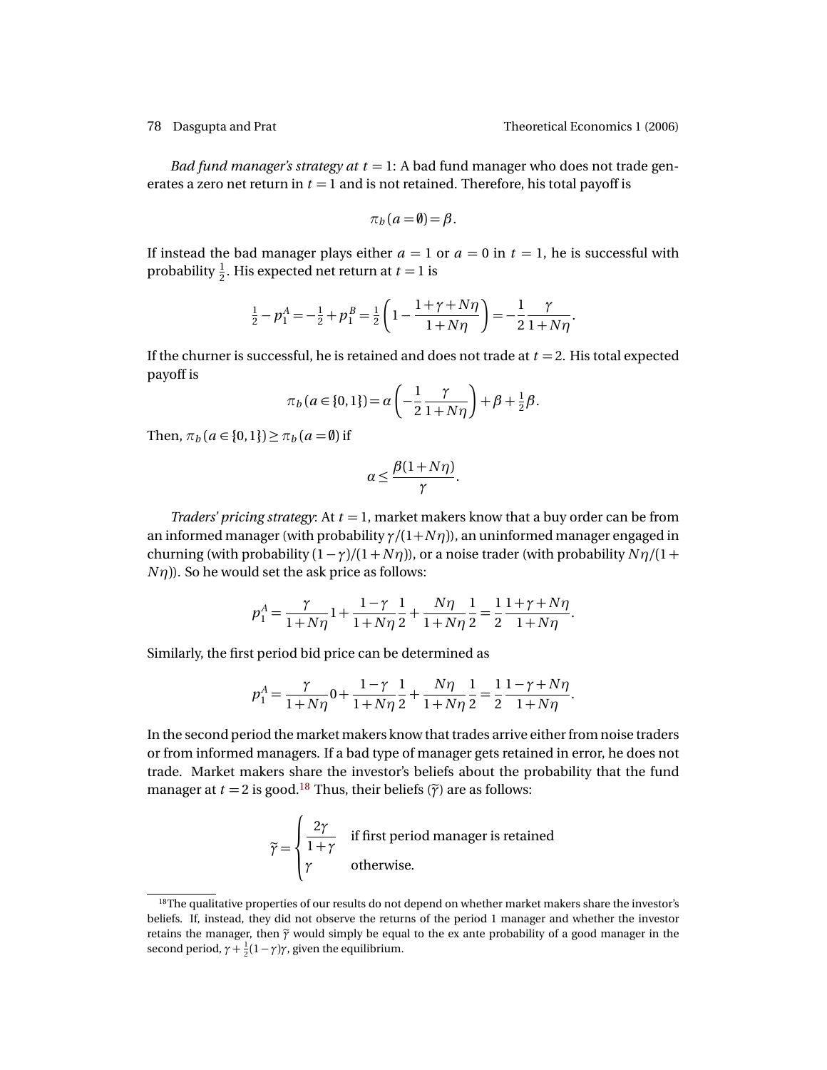*Bad fund manager's strategy at $t = 1$*: A bad fund manager who does not trade generates a zero net return in $t = 1$ and is not retained. Therefore, his total payoff is

$$\pi_b(a = \emptyset) = \beta.$$

If instead the bad manager plays either $a = 1$ or $a = 0$ in $t = 1$, he is successful with probability $\frac{1}{2}$. His expected net return at $t = 1$ is

$$\tfrac{1}{2} - p_1^A = -\tfrac{1}{2} + p_1^B = \tfrac{1}{2}\left(1 - \frac{1+\gamma+N\eta}{1+N\eta}\right) = -\frac{1}{2}\frac{\gamma}{1+N\eta}.$$

If the churner is successful, he is retained and does not trade at $t = 2$. His total expected payoff is

$$\pi_b(a \in \{0,1\}) = \alpha\left(-\frac{1}{2}\frac{\gamma}{1+N\eta}\right) + \beta + \tfrac{1}{2}\beta.$$

Then, $\pi_b(a \in \{0,1\}) \geq \pi_b(a = \emptyset)$ if

$$\alpha \leq \frac{\beta(1+N\eta)}{\gamma}.$$

*Traders' pricing strategy*: At $t = 1$, market makers know that a buy order can be from an informed manager (with probability $\gamma/(1+N\eta)$), an uninformed manager engaged in churning (with probability $(1-\gamma)/(1+N\eta)$), or a noise trader (with probability $N\eta/(1+N\eta)$). So he would set the ask price as follows:

$$p_1^A = \frac{\gamma}{1+N\eta}1 + \frac{1-\gamma}{1+N\eta}\frac{1}{2} + \frac{N\eta}{1+N\eta}\frac{1}{2} = \frac{1}{2}\frac{1+\gamma+N\eta}{1+N\eta}.$$

Similarly, the first period bid price can be determined as

$$p_1^A = \frac{\gamma}{1+N\eta}0 + \frac{1-\gamma}{1+N\eta}\frac{1}{2} + \frac{N\eta}{1+N\eta}\frac{1}{2} = \frac{1}{2}\frac{1-\gamma+N\eta}{1+N\eta}.$$

In the second period the market makers know that trades arrive either from noise traders or from informed managers. If a bad type of manager gets retained in error, he does not trade. Market makers share the investor's beliefs about the probability that the fund manager at $t = 2$ is good.[18] Thus, their beliefs ($\widetilde{\gamma}$) are as follows:

$$\widetilde{\gamma} = \begin{cases} \dfrac{2\gamma}{1+\gamma} & \text{if first period manager is retained} \\ \gamma & \text{otherwise.} \end{cases}$$

[18] The qualitative properties of our results do not depend on whether market makers share the investor's beliefs. If, instead, they did not observe the returns of the period 1 manager and whether the investor retains the manager, then $\widetilde{\gamma}$ would simply be equal to the ex ante probability of a good manager in the second period, $\gamma + \frac{1}{2}(1-\gamma)\gamma$, given the equilibrium.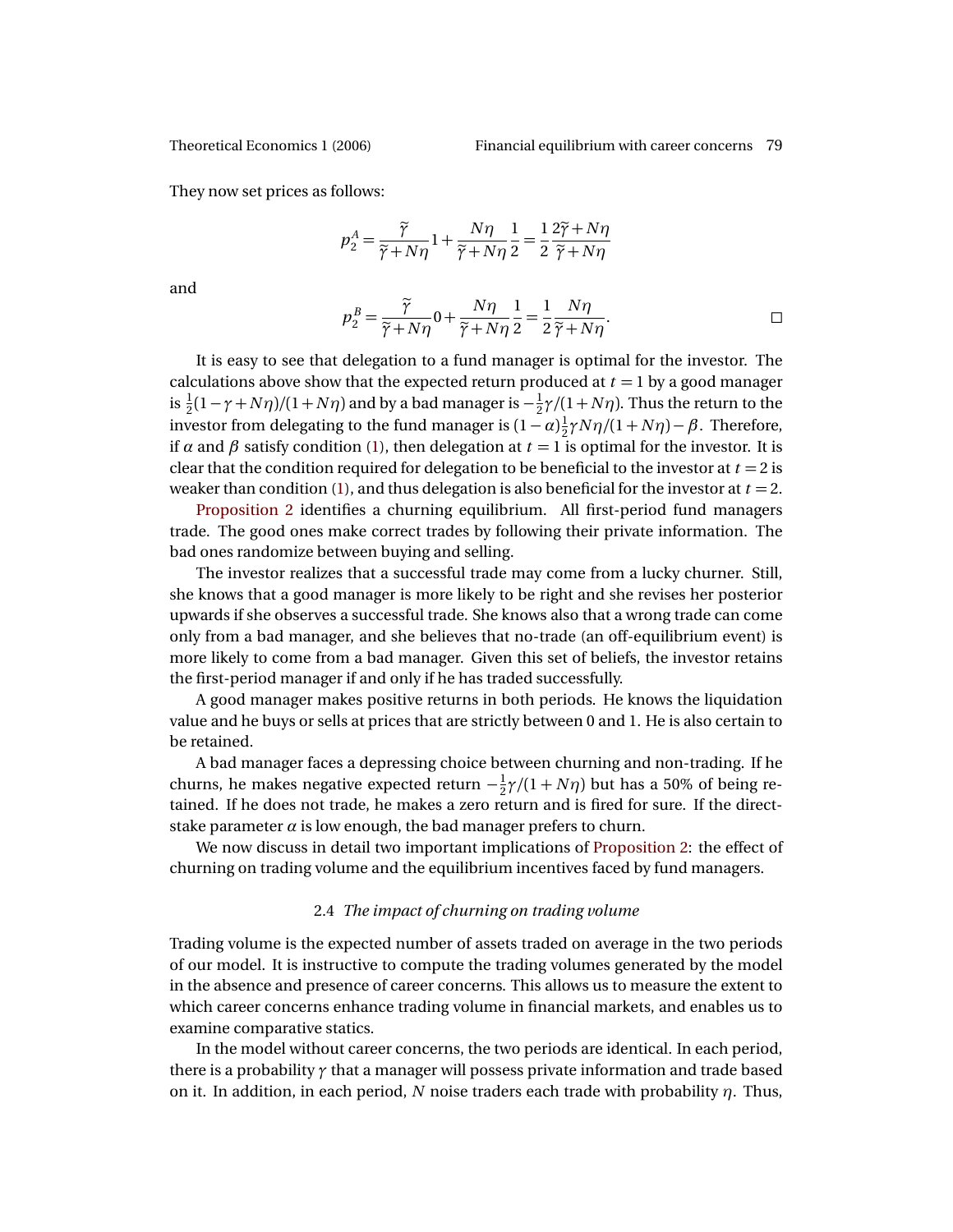They now set prices as follows:

$$p_2^A = \frac{\widetilde{\gamma}}{\widetilde{\gamma}+N\eta}1 + \frac{N\eta}{\widetilde{\gamma}+N\eta}\frac{1}{2} = \frac{1}{2}\frac{2\widetilde{\gamma}+N\eta}{\widetilde{\gamma}+N\eta}$$

and

$$p_2^B = \frac{\widetilde{\gamma}}{\widetilde{\gamma}+N\eta}0 + \frac{N\eta}{\widetilde{\gamma}+N\eta}\frac{1}{2} = \frac{1}{2}\frac{N\eta}{\widetilde{\gamma}+N\eta}. \qquad \square$$

It is easy to see that delegation to a fund manager is optimal for the investor. The calculations above show that the expected return produced at $t=1$ by a good manager is $\frac{1}{2}(1-\gamma+N\eta)/(1+N\eta)$ and by a bad manager is $-\frac{1}{2}\gamma/(1+N\eta)$. Thus the return to the investor from delegating to the fund manager is $(1-\alpha)\frac{1}{2}\gamma N\eta/(1+N\eta)-\beta$. Therefore, if $\alpha$ and $\beta$ satisfy condition (1), then delegation at $t=1$ is optimal for the investor. It is clear that the condition required for delegation to be beneficial to the investor at $t=2$ is weaker than condition (1), and thus delegation is also beneficial for the investor at $t=2$.

Proposition 2 identifies a churning equilibrium. All first-period fund managers trade. The good ones make correct trades by following their private information. The bad ones randomize between buying and selling.

The investor realizes that a successful trade may come from a lucky churner. Still, she knows that a good manager is more likely to be right and she revises her posterior upwards if she observes a successful trade. She knows also that a wrong trade can come only from a bad manager, and she believes that no-trade (an off-equilibrium event) is more likely to come from a bad manager. Given this set of beliefs, the investor retains the first-period manager if and only if he has traded successfully.

A good manager makes positive returns in both periods. He knows the liquidation value and he buys or sells at prices that are strictly between 0 and 1. He is also certain to be retained.

A bad manager faces a depressing choice between churning and non-trading. If he churns, he makes negative expected return $-\frac{1}{2}\gamma/(1+N\eta)$ but has a 50% of being retained. If he does not trade, he makes a zero return and is fired for sure. If the direct-stake parameter $\alpha$ is low enough, the bad manager prefers to churn.

We now discuss in detail two important implications of Proposition 2: the effect of churning on trading volume and the equilibrium incentives faced by fund managers.

### 2.4 *The impact of churning on trading volume*

Trading volume is the expected number of assets traded on average in the two periods of our model. It is instructive to compute the trading volumes generated by the model in the absence and presence of career concerns. This allows us to measure the extent to which career concerns enhance trading volume in financial markets, and enables us to examine comparative statics.

In the model without career concerns, the two periods are identical. In each period, there is a probability $\gamma$ that a manager will possess private information and trade based on it. In addition, in each period, $N$ noise traders each trade with probability $\eta$. Thus,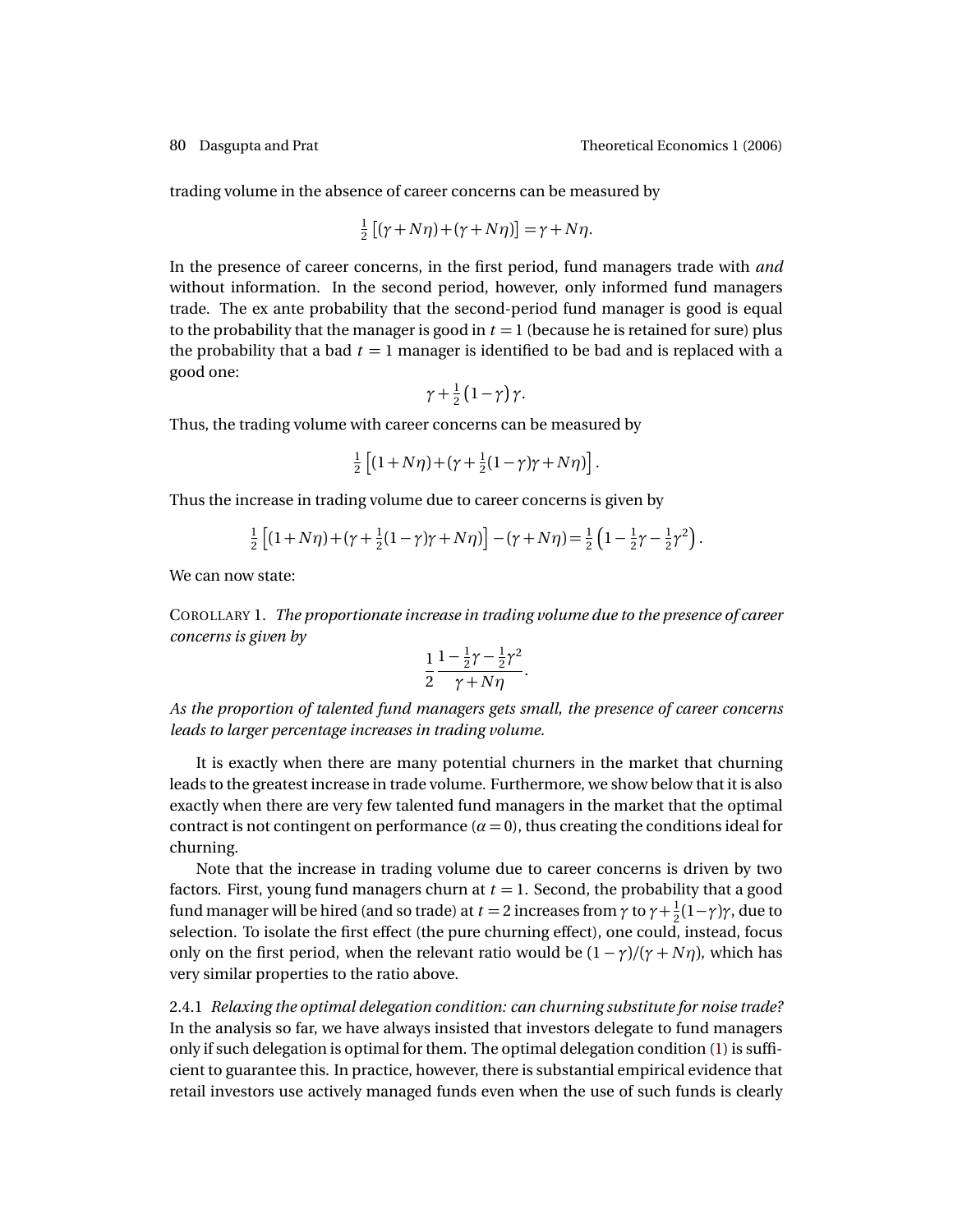trading volume in the absence of career concerns can be measured by

$$\tfrac{1}{2}\left[(\gamma+N\eta)+(\gamma+N\eta)\right]=\gamma+N\eta.$$

In the presence of career concerns, in the first period, fund managers trade with *and* without information. In the second period, however, only informed fund managers trade. The ex ante probability that the second-period fund manager is good is equal to the probability that the manager is good in $t=1$ (because he is retained for sure) plus the probability that a bad $t=1$ manager is identified to be bad and is replaced with a good one:

$$\gamma+\tfrac{1}{2}(1-\gamma)\gamma.$$

Thus, the trading volume with career concerns can be measured by

$$\tfrac{1}{2}\left[(1+N\eta)+(\gamma+\tfrac{1}{2}(1-\gamma)\gamma+N\eta)\right].$$

Thus the increase in trading volume due to career concerns is given by

$$\tfrac{1}{2}\left[(1+N\eta)+(\gamma+\tfrac{1}{2}(1-\gamma)\gamma+N\eta)\right]-(\gamma+N\eta)=\tfrac{1}{2}\left(1-\tfrac{1}{2}\gamma-\tfrac{1}{2}\gamma^2\right).$$

We can now state:

COROLLARY 1. *The proportionate increase in trading volume due to the presence of career concerns is given by*

$$\frac{1}{2}\frac{1-\frac{1}{2}\gamma-\frac{1}{2}\gamma^2}{\gamma+N\eta}.$$

*As the proportion of talented fund managers gets small, the presence of career concerns leads to larger percentage increases in trading volume.*

It is exactly when there are many potential churners in the market that churning leads to the greatest increase in trade volume. Furthermore, we show below that it is also exactly when there are very few talented fund managers in the market that the optimal contract is not contingent on performance ($\alpha=0$), thus creating the conditions ideal for churning.

Note that the increase in trading volume due to career concerns is driven by two factors. First, young fund managers churn at $t=1$. Second, the probability that a good fund manager will be hired (and so trade) at $t=2$ increases from $\gamma$ to $\gamma+\frac{1}{2}(1-\gamma)\gamma$, due to selection. To isolate the first effect (the pure churning effect), one could, instead, focus only on the first period, when the relevant ratio would be $(1-\gamma)/(\gamma+N\eta)$, which has very similar properties to the ratio above.

2.4.1 *Relaxing the optimal delegation condition: can churning substitute for noise trade?* In the analysis so far, we have always insisted that investors delegate to fund managers only if such delegation is optimal for them. The optimal delegation condition (1) is sufficient to guarantee this. In practice, however, there is substantial empirical evidence that retail investors use actively managed funds even when the use of such funds is clearly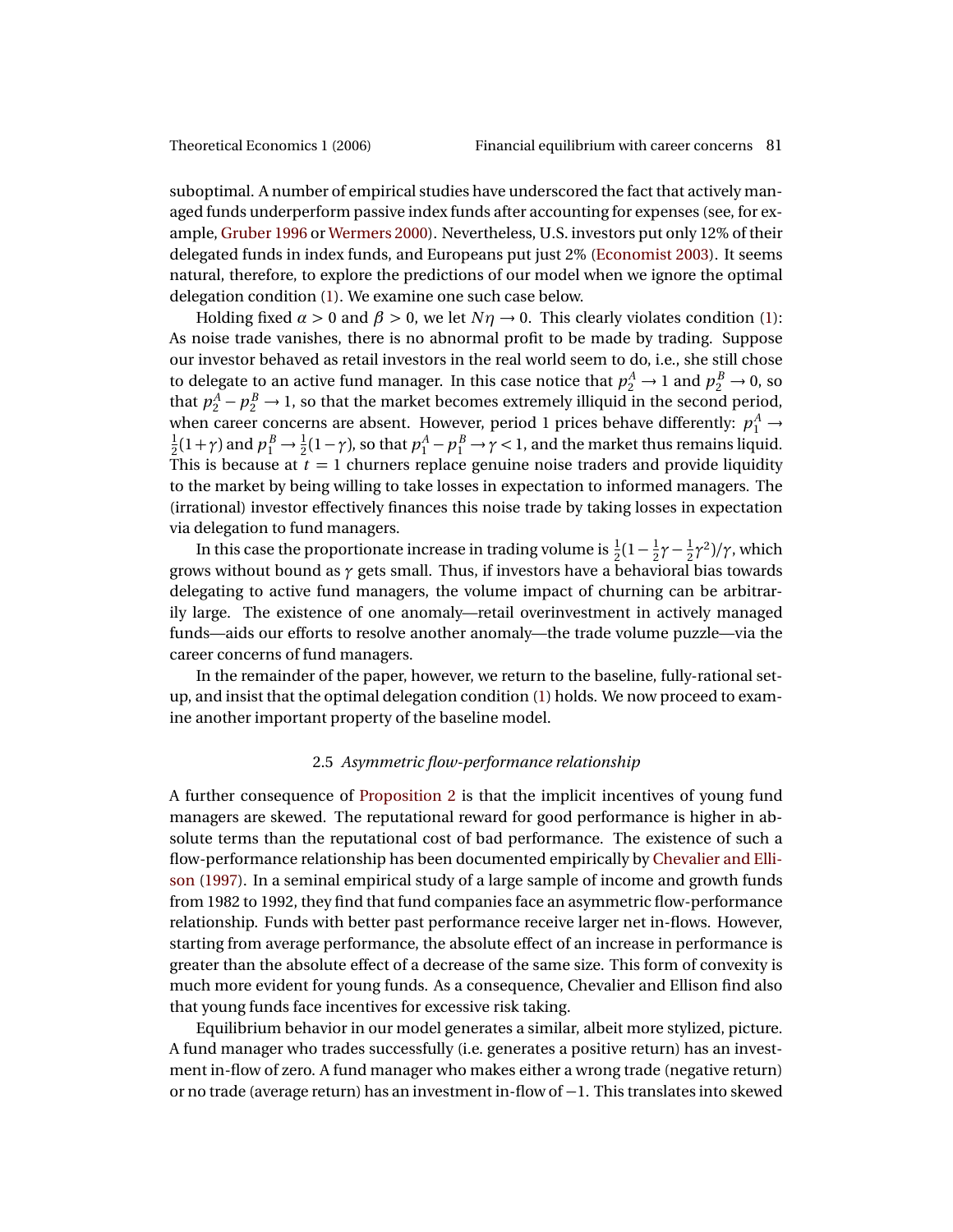suboptimal. A number of empirical studies have underscored the fact that actively managed funds underperform passive index funds after accounting for expenses (see, for example, Gruber 1996 or Wermers 2000). Nevertheless, U.S. investors put only 12% of their delegated funds in index funds, and Europeans put just 2% (Economist 2003). It seems natural, therefore, to explore the predictions of our model when we ignore the optimal delegation condition (1). We examine one such case below.

Holding fixed $\alpha > 0$ and $\beta > 0$, we let $N\eta \to 0$. This clearly violates condition (1): As noise trade vanishes, there is no abnormal profit to be made by trading. Suppose our investor behaved as retail investors in the real world seem to do, i.e., she still chose to delegate to an active fund manager. In this case notice that $p_2^A \to 1$ and $p_2^B \to 0$, so that $p_2^A - p_2^B \to 1$, so that the market becomes extremely illiquid in the second period, when career concerns are absent. However, period 1 prices behave differently: $p_1^A \to \frac{1}{2}(1+\gamma)$ and $p_1^B \to \frac{1}{2}(1-\gamma)$, so that $p_1^A - p_1^B \to \gamma < 1$, and the market thus remains liquid. This is because at $t = 1$ churners replace genuine noise traders and provide liquidity to the market by being willing to take losses in expectation to informed managers. The (irrational) investor effectively finances this noise trade by taking losses in expectation via delegation to fund managers.

In this case the proportionate increase in trading volume is $\frac{1}{2}(1 - \frac{1}{2}\gamma - \frac{1}{2}\gamma^2)/\gamma$, which grows without bound as $\gamma$ gets small. Thus, if investors have a behavioral bias towards delegating to active fund managers, the volume impact of churning can be arbitrarily large. The existence of one anomaly—retail overinvestment in actively managed funds—aids our efforts to resolve another anomaly—the trade volume puzzle—via the career concerns of fund managers.

In the remainder of the paper, however, we return to the baseline, fully-rational setup, and insist that the optimal delegation condition (1) holds. We now proceed to examine another important property of the baseline model.

### 2.5 *Asymmetric flow-performance relationship*

A further consequence of Proposition 2 is that the implicit incentives of young fund managers are skewed. The reputational reward for good performance is higher in absolute terms than the reputational cost of bad performance. The existence of such a flow-performance relationship has been documented empirically by Chevalier and Ellison (1997). In a seminal empirical study of a large sample of income and growth funds from 1982 to 1992, they find that fund companies face an asymmetric flow-performance relationship. Funds with better past performance receive larger net in-flows. However, starting from average performance, the absolute effect of an increase in performance is greater than the absolute effect of a decrease of the same size. This form of convexity is much more evident for young funds. As a consequence, Chevalier and Ellison find also that young funds face incentives for excessive risk taking.

Equilibrium behavior in our model generates a similar, albeit more stylized, picture. A fund manager who trades successfully (i.e. generates a positive return) has an investment in-flow of zero. A fund manager who makes either a wrong trade (negative return) or no trade (average return) has an investment in-flow of $-1$. This translates into skewed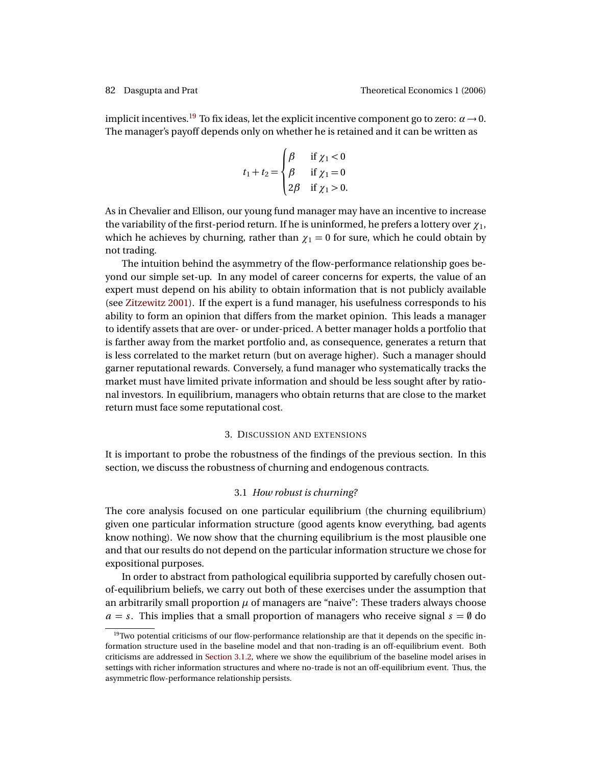implicit incentives.[19] To fix ideas, let the explicit incentive component go to zero: $\alpha \to 0$. The manager's payoff depends only on whether he is retained and it can be written as

$$t_1 + t_2 = \begin{cases} \beta & \text{if } \chi_1 < 0 \\ \beta & \text{if } \chi_1 = 0 \\ 2\beta & \text{if } \chi_1 > 0. \end{cases}$$

As in Chevalier and Ellison, our young fund manager may have an incentive to increase the variability of the first-period return. If he is uninformed, he prefers a lottery over $\chi_1$, which he achieves by churning, rather than $\chi_1 = 0$ for sure, which he could obtain by not trading.

The intuition behind the asymmetry of the flow-performance relationship goes beyond our simple set-up. In any model of career concerns for experts, the value of an expert must depend on his ability to obtain information that is not publicly available (see Zitzewitz 2001). If the expert is a fund manager, his usefulness corresponds to his ability to form an opinion that differs from the market opinion. This leads a manager to identify assets that are over- or under-priced. A better manager holds a portfolio that is farther away from the market portfolio and, as consequence, generates a return that is less correlated to the market return (but on average higher). Such a manager should garner reputational rewards. Conversely, a fund manager who systematically tracks the market must have limited private information and should be less sought after by rational investors. In equilibrium, managers who obtain returns that are close to the market return must face some reputational cost.

## 3. Discussion and extensions

It is important to probe the robustness of the findings of the previous section. In this section, we discuss the robustness of churning and endogenous contracts.

### 3.1 *How robust is churning?*

The core analysis focused on one particular equilibrium (the churning equilibrium) given one particular information structure (good agents know everything, bad agents know nothing). We now show that the churning equilibrium is the most plausible one and that our results do not depend on the particular information structure we chose for expositional purposes.

In order to abstract from pathological equilibria supported by carefully chosen out-of-equilibrium beliefs, we carry out both of these exercises under the assumption that an arbitrarily small proportion $\mu$ of managers are "naive": These traders always choose $a = s$. This implies that a small proportion of managers who receive signal $s = \emptyset$ do

[19] Two potential criticisms of our flow-performance relationship are that it depends on the specific information structure used in the baseline model and that non-trading is an off-equilibrium event. Both criticisms are addressed in Section 3.1.2, where we show the equilibrium of the baseline model arises in settings with richer information structures and where no-trade is not an off-equilibrium event. Thus, the asymmetric flow-performance relationship persists.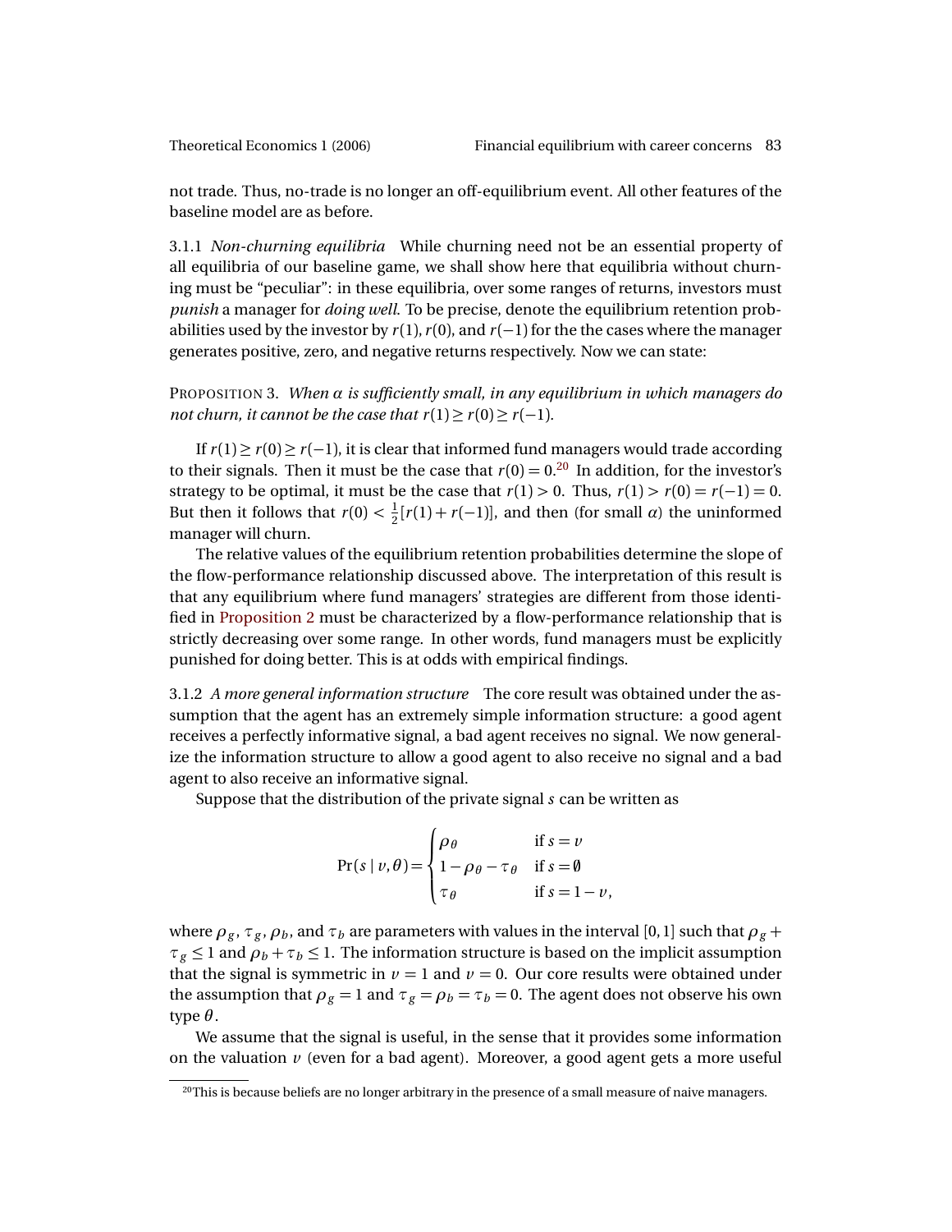not trade. Thus, no-trade is no longer an off-equilibrium event. All other features of the baseline model are as before.

3.1.1 *Non-churning equilibria* While churning need not be an essential property of all equilibria of our baseline game, we shall show here that equilibria without churning must be "peculiar": in these equilibria, over some ranges of returns, investors must *punish* a manager for *doing well*. To be precise, denote the equilibrium retention probabilities used by the investor by $r(1), r(0)$, and $r(-1)$ for the the cases where the manager generates positive, zero, and negative returns respectively. Now we can state:

PROPOSITION 3. *When $\alpha$ is sufficiently small, in any equilibrium in which managers do not churn, it cannot be the case that $r(1) \geq r(0) \geq r(-1)$.*

If $r(1) \geq r(0) \geq r(-1)$, it is clear that informed fund managers would trade according to their signals. Then it must be the case that $r(0) = 0$.[20] In addition, for the investor's strategy to be optimal, it must be the case that $r(1) > 0$. Thus, $r(1) > r(0) = r(-1) = 0$. But then it follows that $r(0) < \frac{1}{2}[r(1) + r(-1)]$, and then (for small $\alpha$) the uninformed manager will churn.

The relative values of the equilibrium retention probabilities determine the slope of the flow-performance relationship discussed above. The interpretation of this result is that any equilibrium where fund managers' strategies are different from those identified in Proposition 2 must be characterized by a flow-performance relationship that is strictly decreasing over some range. In other words, fund managers must be explicitly punished for doing better. This is at odds with empirical findings.

3.1.2 *A more general information structure* The core result was obtained under the assumption that the agent has an extremely simple information structure: a good agent receives a perfectly informative signal, a bad agent receives no signal. We now generalize the information structure to allow a good agent to also receive no signal and a bad agent to also receive an informative signal.

Suppose that the distribution of the private signal $s$ can be written as

$$\Pr(s \mid v, \theta) = \begin{cases} \rho_\theta & \text{if } s = v \\ 1 - \rho_\theta - \tau_\theta & \text{if } s = \emptyset \\ \tau_\theta & \text{if } s = 1 - v, \end{cases}$$

where $\rho_g$, $\tau_g$, $\rho_b$, and $\tau_b$ are parameters with values in the interval $[0, 1]$ such that $\rho_g + \tau_g \leq 1$ and $\rho_b + \tau_b \leq 1$. The information structure is based on the implicit assumption that the signal is symmetric in $v = 1$ and $v = 0$. Our core results were obtained under the assumption that $\rho_g = 1$ and $\tau_g = \rho_b = \tau_b = 0$. The agent does not observe his own type $\theta$.

We assume that the signal is useful, in the sense that it provides some information on the valuation $v$ (even for a bad agent). Moreover, a good agent gets a more useful

[20] This is because beliefs are no longer arbitrary in the presence of a small measure of naive managers.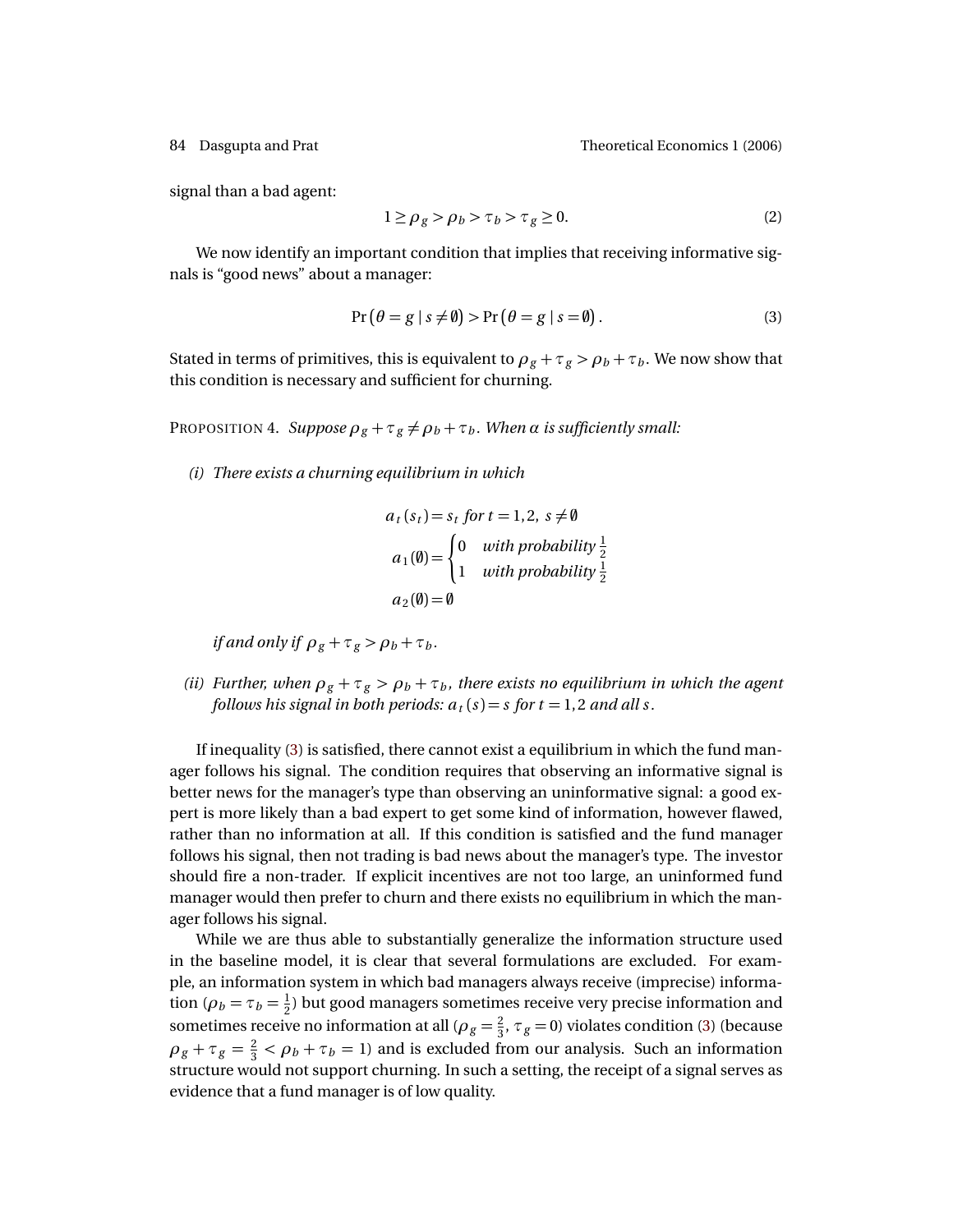signal than a bad agent:

$$1 \geq \rho_g > \rho_b > \tau_b > \tau_g \geq 0. \tag{2}$$

We now identify an important condition that implies that receiving informative signals is "good news" about a manager:

$$\Pr\left(\theta = g \mid s \neq \emptyset\right) > \Pr\left(\theta = g \mid s = \emptyset\right). \tag{3}$$

Stated in terms of primitives, this is equivalent to $\rho_g + \tau_g > \rho_b + \tau_b$. We now show that this condition is necessary and sufficient for churning.

PROPOSITION 4. *Suppose $\rho_g + \tau_g \neq \rho_b + \tau_b$. When $\alpha$ is sufficiently small:*

*(i) There exists a churning equilibrium in which*

$$a_t(s_t) = s_t \text{ for } t = 1, 2,\ s \neq \emptyset$$

$$a_1(\emptyset) = \begin{cases} 0 & \text{with probability } \frac{1}{2} \\ 1 & \text{with probability } \frac{1}{2} \end{cases}$$

$$a_2(\emptyset) = \emptyset$$

*if and only if $\rho_g + \tau_g > \rho_b + \tau_b$.*

*(ii) Further, when $\rho_g + \tau_g > \rho_b + \tau_b$, there exists no equilibrium in which the agent follows his signal in both periods: $a_t(s) = s$ for $t = 1, 2$ and all $s$.*

If inequality (3) is satisfied, there cannot exist a equilibrium in which the fund manager follows his signal. The condition requires that observing an informative signal is better news for the manager's type than observing an uninformative signal: a good expert is more likely than a bad expert to get some kind of information, however flawed, rather than no information at all. If this condition is satisfied and the fund manager follows his signal, then not trading is bad news about the manager's type. The investor should fire a non-trader. If explicit incentives are not too large, an uninformed fund manager would then prefer to churn and there exists no equilibrium in which the manager follows his signal.

While we are thus able to substantially generalize the information structure used in the baseline model, it is clear that several formulations are excluded. For example, an information system in which bad managers always receive (imprecise) information ($\rho_b = \tau_b = \frac{1}{2}$) but good managers sometimes receive very precise information and sometimes receive no information at all ($\rho_g = \frac{2}{3}$, $\tau_g = 0$) violates condition (3) (because $\rho_g + \tau_g = \frac{2}{3} < \rho_b + \tau_b = 1$) and is excluded from our analysis. Such an information structure would not support churning. In such a setting, the receipt of a signal serves as evidence that a fund manager is of low quality.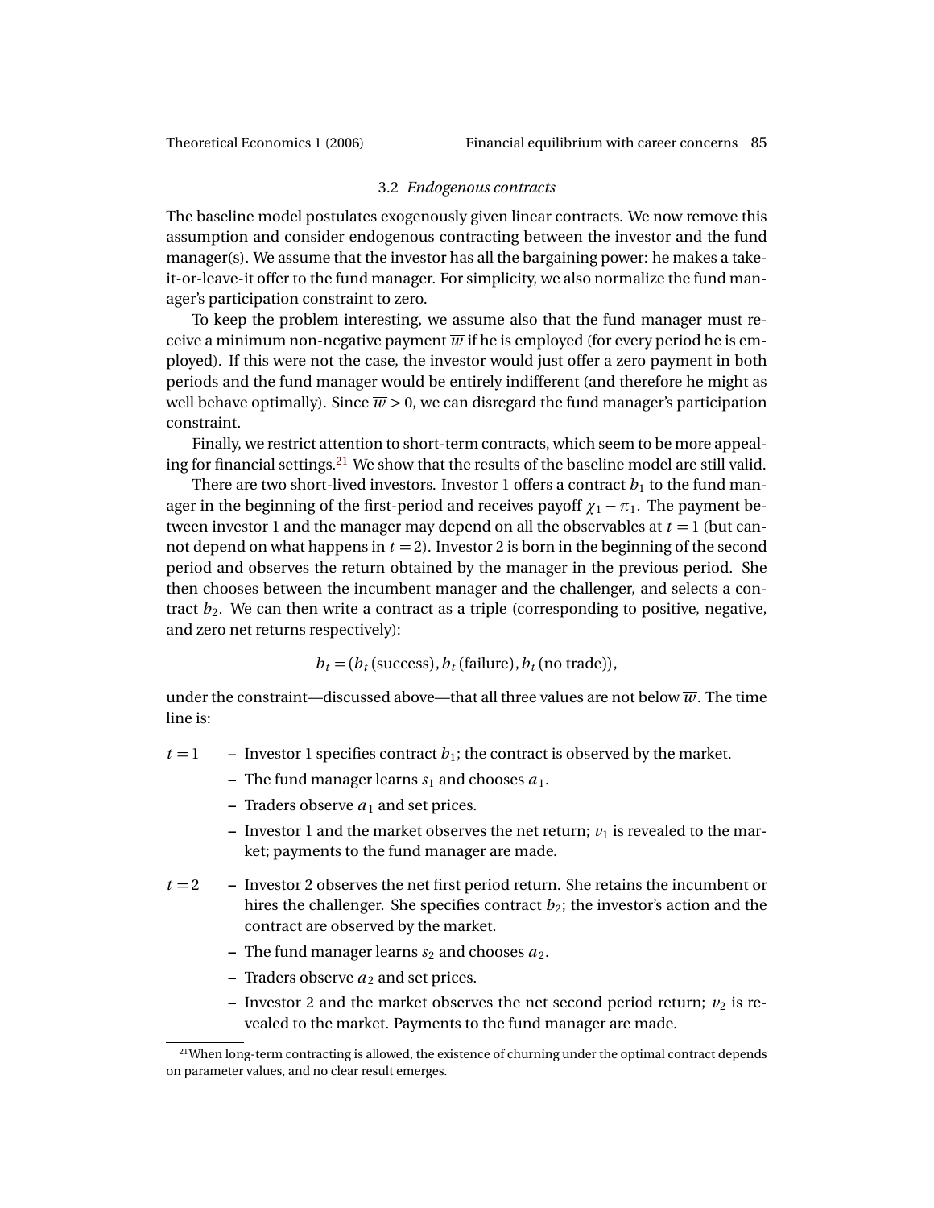### 3.2 *Endogenous contracts*

The baseline model postulates exogenously given linear contracts. We now remove this assumption and consider endogenous contracting between the investor and the fund manager(s). We assume that the investor has all the bargaining power: he makes a take-it-or-leave-it offer to the fund manager. For simplicity, we also normalize the fund manager's participation constraint to zero.

To keep the problem interesting, we assume also that the fund manager must receive a minimum non-negative payment $\overline{w}$ if he is employed (for every period he is employed). If this were not the case, the investor would just offer a zero payment in both periods and the fund manager would be entirely indifferent (and therefore he might as well behave optimally). Since $\overline{w} > 0$, we can disregard the fund manager's participation constraint.

Finally, we restrict attention to short-term contracts, which seem to be more appealing for financial settings.[21] We show that the results of the baseline model are still valid.

There are two short-lived investors. Investor 1 offers a contract $b_1$ to the fund manager in the beginning of the first-period and receives payoff $\chi_1 - \pi_1$. The payment between investor 1 and the manager may depend on all the observables at $t = 1$ (but cannot depend on what happens in $t = 2$). Investor 2 is born in the beginning of the second period and observes the return obtained by the manager in the previous period. She then chooses between the incumbent manager and the challenger, and selects a contract $b_2$. We can then write a contract as a triple (corresponding to positive, negative, and zero net returns respectively):

$$b_t = (b_t\,(\text{success}), b_t\,(\text{failure}), b_t\,(\text{no trade})),$$

under the constraint—discussed above—that all three values are not below $\overline{w}$. The time line is:

$t = 1$
- Investor 1 specifies contract $b_1$; the contract is observed by the market.
- The fund manager learns $s_1$ and chooses $a_1$.
- Traders observe $a_1$ and set prices.
- Investor 1 and the market observes the net return; $v_1$ is revealed to the market; payments to the fund manager are made.

$t = 2$
- Investor 2 observes the net first period return. She retains the incumbent or hires the challenger. She specifies contract $b_2$; the investor's action and the contract are observed by the market.
- The fund manager learns $s_2$ and chooses $a_2$.
- Traders observe $a_2$ and set prices.
- Investor 2 and the market observes the net second period return; $v_2$ is revealed to the market. Payments to the fund manager are made.

[21] When long-term contracting is allowed, the existence of churning under the optimal contract depends on parameter values, and no clear result emerges.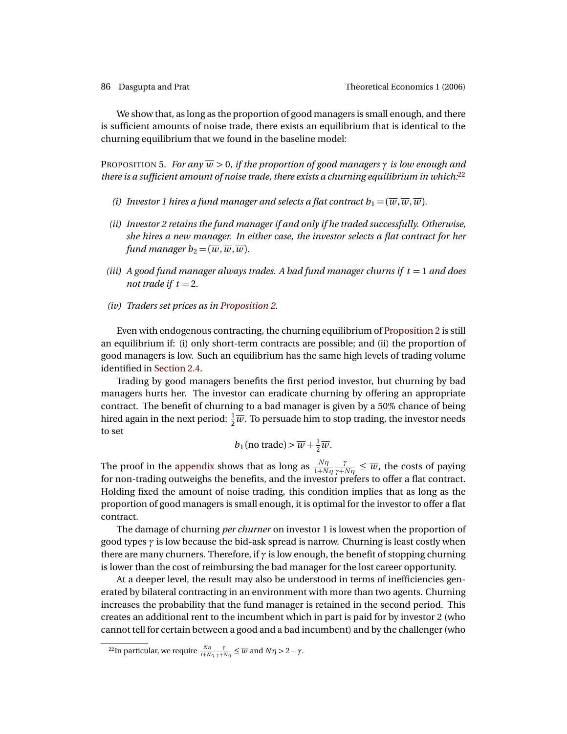We show that, as long as the proportion of good managers is small enough, and there is sufficient amounts of noise trade, there exists an equilibrium that is identical to the churning equilibrium that we found in the baseline model:

PROPOSITION 5. *For any $\overline{w} > 0$, if the proportion of good managers $\gamma$ is low enough and there is a sufficient amount of noise trade, there exists a churning equilibrium in which:*[22]

*(i) Investor 1 hires a fund manager and selects a flat contract $b_1 = (\overline{w}, \overline{w}, \overline{w})$.*

*(ii) Investor 2 retains the fund manager if and only if he traded successfully. Otherwise, she hires a new manager. In either case, the investor selects a flat contract for her fund manager $b_2 = (\overline{w}, \overline{w}, \overline{w})$.*

*(iii) A good fund manager always trades. A bad fund manager churns if $t = 1$ and does not trade if $t = 2$.*

*(iv) Traders set prices as in Proposition 2.*

Even with endogenous contracting, the churning equilibrium of Proposition 2 is still an equilibrium if: (i) only short-term contracts are possible; and (ii) the proportion of good managers is low. Such an equilibrium has the same high levels of trading volume identified in Section 2.4.

Trading by good managers benefits the first period investor, but churning by bad managers hurts her. The investor can eradicate churning by offering an appropriate contract. The benefit of churning to a bad manager is given by a 50% chance of being hired again in the next period: $\frac{1}{2}\overline{w}$. To persuade him to stop trading, the investor needs to set

$$b_1(\text{no trade}) > \overline{w} + \tfrac{1}{2}\overline{w}.$$

The proof in the appendix shows that as long as $\frac{N\eta}{1+N\eta}\frac{\gamma}{\gamma+N\eta} \leq \overline{w}$, the costs of paying for non-trading outweighs the benefits, and the investor prefers to offer a flat contract. Holding fixed the amount of noise trading, this condition implies that as long as the proportion of good managers is small enough, it is optimal for the investor to offer a flat contract.

The damage of churning *per churner* on investor 1 is lowest when the proportion of good types $\gamma$ is low because the bid-ask spread is narrow. Churning is least costly when there are many churners. Therefore, if $\gamma$ is low enough, the benefit of stopping churning is lower than the cost of reimbursing the bad manager for the lost career opportunity.

At a deeper level, the result may also be understood in terms of inefficiencies generated by bilateral contracting in an environment with more than two agents. Churning increases the probability that the fund manager is retained in the second period. This creates an additional rent to the incumbent which in part is paid for by investor 2 (who cannot tell for certain between a good and a bad incumbent) and by the challenger (who

[22] In particular, we require $\frac{N\eta}{1+N\eta}\frac{\gamma}{\gamma+N\eta} \leq \overline{w}$ and $N\eta > 2 - \gamma$.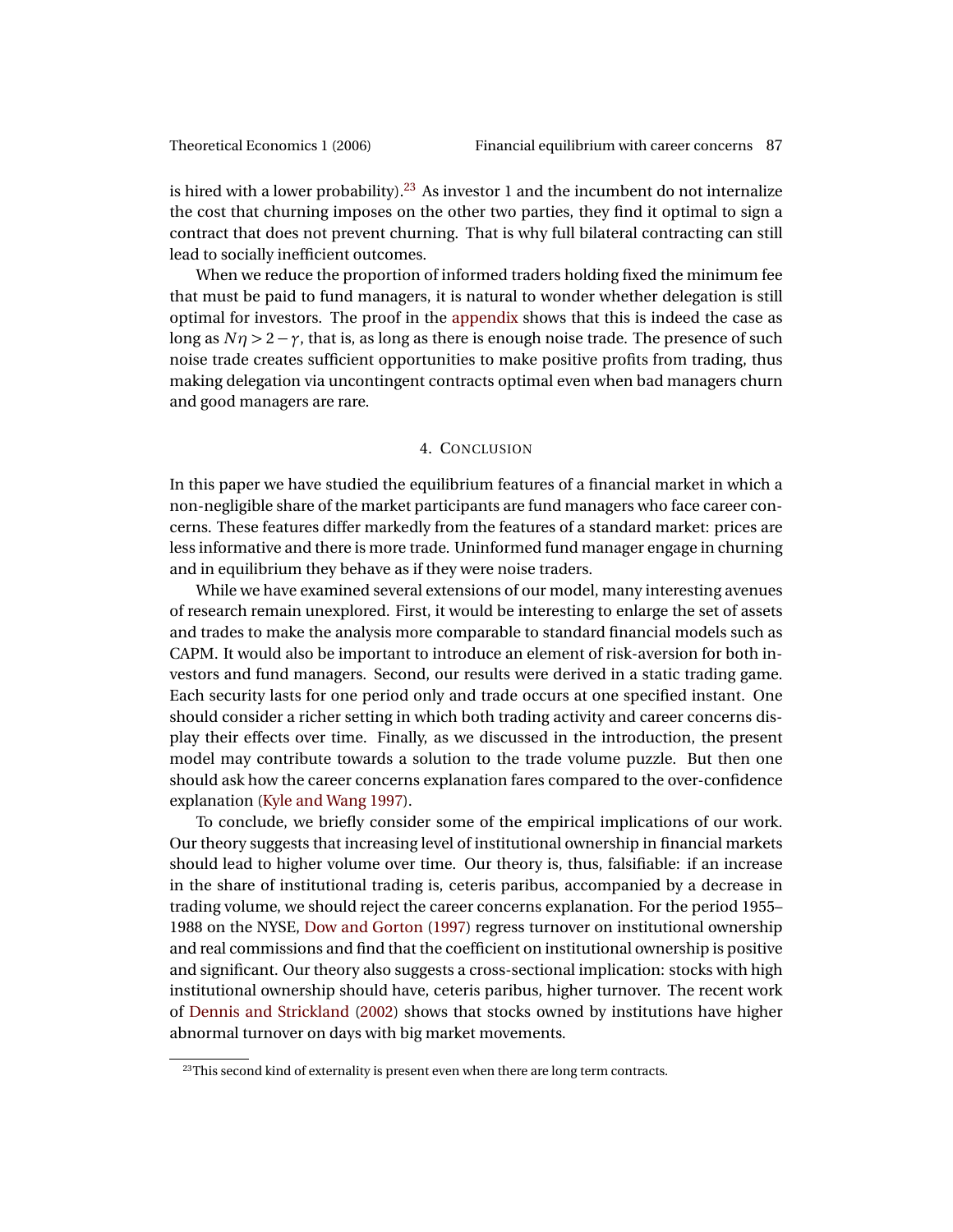is hired with a lower probability).[23] As investor 1 and the incumbent do not internalize the cost that churning imposes on the other two parties, they find it optimal to sign a contract that does not prevent churning. That is why full bilateral contracting can still lead to socially inefficient outcomes.

When we reduce the proportion of informed traders holding fixed the minimum fee that must be paid to fund managers, it is natural to wonder whether delegation is still optimal for investors. The proof in the appendix shows that this is indeed the case as long as $N\eta > 2 - \gamma$, that is, as long as there is enough noise trade. The presence of such noise trade creates sufficient opportunities to make positive profits from trading, thus making delegation via uncontingent contracts optimal even when bad managers churn and good managers are rare.

## 4. Conclusion

In this paper we have studied the equilibrium features of a financial market in which a non-negligible share of the market participants are fund managers who face career concerns. These features differ markedly from the features of a standard market: prices are less informative and there is more trade. Uninformed fund manager engage in churning and in equilibrium they behave as if they were noise traders.

While we have examined several extensions of our model, many interesting avenues of research remain unexplored. First, it would be interesting to enlarge the set of assets and trades to make the analysis more comparable to standard financial models such as CAPM. It would also be important to introduce an element of risk-aversion for both investors and fund managers. Second, our results were derived in a static trading game. Each security lasts for one period only and trade occurs at one specified instant. One should consider a richer setting in which both trading activity and career concerns display their effects over time. Finally, as we discussed in the introduction, the present model may contribute towards a solution to the trade volume puzzle. But then one should ask how the career concerns explanation fares compared to the over-confidence explanation (Kyle and Wang 1997).

To conclude, we briefly consider some of the empirical implications of our work. Our theory suggests that increasing level of institutional ownership in financial markets should lead to higher volume over time. Our theory is, thus, falsifiable: if an increase in the share of institutional trading is, ceteris paribus, accompanied by a decrease in trading volume, we should reject the career concerns explanation. For the period 1955–1988 on the NYSE, Dow and Gorton (1997) regress turnover on institutional ownership and real commissions and find that the coefficient on institutional ownership is positive and significant. Our theory also suggests a cross-sectional implication: stocks with high institutional ownership should have, ceteris paribus, higher turnover. The recent work of Dennis and Strickland (2002) shows that stocks owned by institutions have higher abnormal turnover on days with big market movements.

[23] This second kind of externality is present even when there are long term contracts.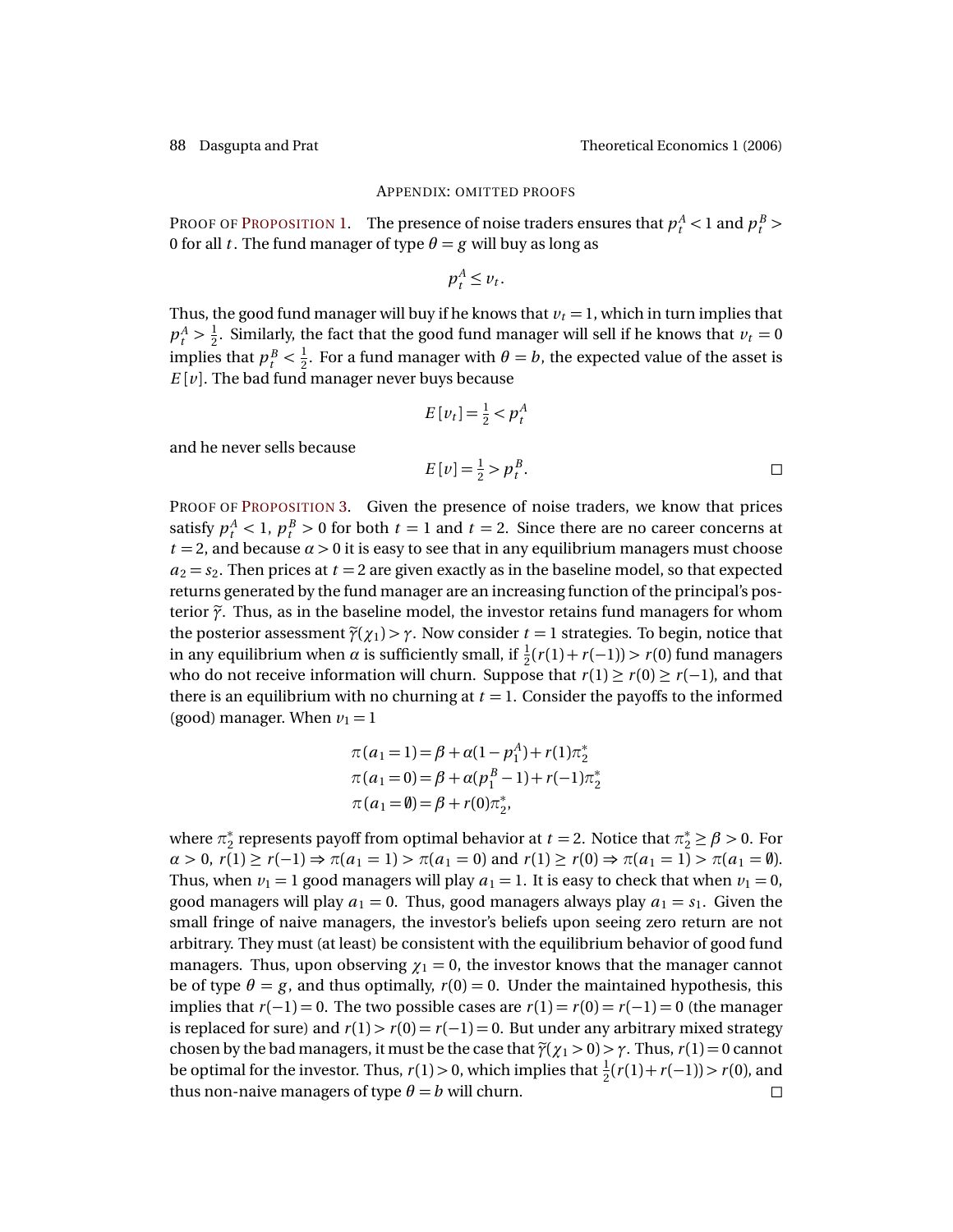## APPENDIX: OMITTED PROOFS

PROOF OF PROPOSITION 1. The presence of noise traders ensures that $p_t^A < 1$ and $p_t^B > 0$ for all $t$. The fund manager of type $\theta = g$ will buy as long as

$$p_t^A \leq v_t.$$

Thus, the good fund manager will buy if he knows that $v_t = 1$, which in turn implies that $p_t^A > \frac{1}{2}$. Similarly, the fact that the good fund manager will sell if he knows that $v_t = 0$ implies that $p_t^B < \frac{1}{2}$. For a fund manager with $\theta = b$, the expected value of the asset is $E[v]$. The bad fund manager never buys because

$$E[v_t] = \tfrac{1}{2} < p_t^A$$

and he never sells because

$$E[v] = \tfrac{1}{2} > p_t^B. \qquad \square$$

PROOF OF PROPOSITION 3. Given the presence of noise traders, we know that prices satisfy $p_t^A < 1$, $p_t^B > 0$ for both $t = 1$ and $t = 2$. Since there are no career concerns at $t = 2$, and because $\alpha > 0$ it is easy to see that in any equilibrium managers must choose $a_2 = s_2$. Then prices at $t = 2$ are given exactly as in the baseline model, so that expected returns generated by the fund manager are an increasing function of the principal's posterior $\widetilde{\gamma}$. Thus, as in the baseline model, the investor retains fund managers for whom the posterior assessment $\widetilde{\gamma}(\chi_1) > \gamma$. Now consider $t = 1$ strategies. To begin, notice that in any equilibrium when $\alpha$ is sufficiently small, if $\frac{1}{2}(r(1) + r(-1)) > r(0)$ fund managers who do not receive information will churn. Suppose that $r(1) \geq r(0) \geq r(-1)$, and that there is an equilibrium with no churning at $t = 1$. Consider the payoffs to the informed (good) manager. When $v_1 = 1$

$$\pi(a_1 = 1) = \beta + \alpha(1 - p_1^A) + r(1)\pi_2^*$$
$$\pi(a_1 = 0) = \beta + \alpha(p_1^B - 1) + r(-1)\pi_2^*$$
$$\pi(a_1 = \emptyset) = \beta + r(0)\pi_2^*,$$

where $\pi_2^*$ represents payoff from optimal behavior at $t = 2$. Notice that $\pi_2^* \geq \beta > 0$. For $\alpha > 0$, $r(1) \geq r(-1) \Rightarrow \pi(a_1 = 1) > \pi(a_1 = 0)$ and $r(1) \geq r(0) \Rightarrow \pi(a_1 = 1) > \pi(a_1 = \emptyset)$. Thus, when $v_1 = 1$ good managers will play $a_1 = 1$. It is easy to check that when $v_1 = 0$, good managers will play $a_1 = 0$. Thus, good managers always play $a_1 = s_1$. Given the small fringe of naive managers, the investor's beliefs upon seeing zero return are not arbitrary. They must (at least) be consistent with the equilibrium behavior of good fund managers. Thus, upon observing $\chi_1 = 0$, the investor knows that the manager cannot be of type $\theta = g$, and thus optimally, $r(0) = 0$. Under the maintained hypothesis, this implies that $r(-1) = 0$. The two possible cases are $r(1) = r(0) = r(-1) = 0$ (the manager is replaced for sure) and $r(1) > r(0) = r(-1) = 0$. But under any arbitrary mixed strategy chosen by the bad managers, it must be the case that $\widetilde{\gamma}(\chi_1 > 0) > \gamma$. Thus, $r(1) = 0$ cannot be optimal for the investor. Thus, $r(1) > 0$, which implies that $\frac{1}{2}(r(1) + r(-1)) > r(0)$, and thus non-naive managers of type $\theta = b$ will churn. $\square$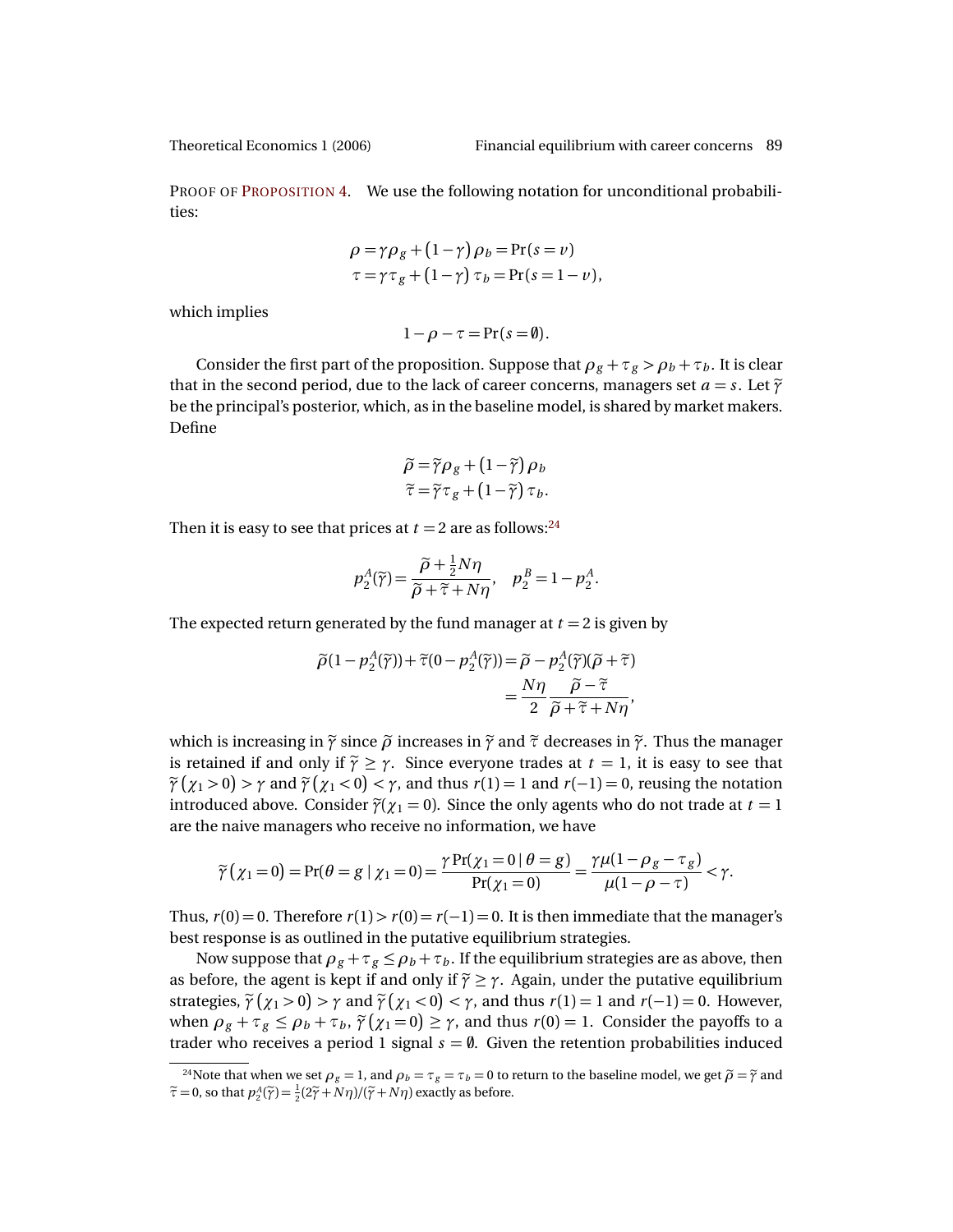PROOF OF PROPOSITION 4. We use the following notation for unconditional probabilities:

$$\rho = \gamma\rho_g + (1-\gamma)\rho_b = \Pr(s = v)$$
$$\tau = \gamma\tau_g + (1-\gamma)\tau_b = \Pr(s = 1 - v),$$

which implies

$$1 - \rho - \tau = \Pr(s = \emptyset).$$

Consider the first part of the proposition. Suppose that $\rho_g + \tau_g > \rho_b + \tau_b$. It is clear that in the second period, due to the lack of career concerns, managers set $a = s$. Let $\widetilde{\gamma}$ be the principal's posterior, which, as in the baseline model, is shared by market makers. Define

$$\widetilde{\rho} = \widetilde{\gamma}\rho_g + (1-\widetilde{\gamma})\rho_b$$
$$\widetilde{\tau} = \widetilde{\gamma}\tau_g + (1-\widetilde{\gamma})\tau_b.$$

Then it is easy to see that prices at $t = 2$ are as follows:[24]

$$p_2^A(\widetilde{\gamma}) = \frac{\widetilde{\rho} + \frac{1}{2}N\eta}{\widetilde{\rho} + \widetilde{\tau} + N\eta}, \quad p_2^B = 1 - p_2^A.$$

The expected return generated by the fund manager at $t = 2$ is given by

$$\begin{aligned}\widetilde{\rho}(1 - p_2^A(\widetilde{\gamma})) + \widetilde{\tau}(0 - p_2^A(\widetilde{\gamma})) &= \widetilde{\rho} - p_2^A(\widetilde{\gamma})(\widetilde{\rho} + \widetilde{\tau}) \\ &= \frac{N\eta}{2}\frac{\widetilde{\rho} - \widetilde{\tau}}{\widetilde{\rho} + \widetilde{\tau} + N\eta},\end{aligned}$$

which is increasing in $\widetilde{\gamma}$ since $\widetilde{\rho}$ increases in $\widetilde{\gamma}$ and $\widetilde{\tau}$ decreases in $\widetilde{\gamma}$. Thus the manager is retained if and only if $\widetilde{\gamma} \geq \gamma$. Since everyone trades at $t = 1$, it is easy to see that $\widetilde{\gamma}(\chi_1 > 0) > \gamma$ and $\widetilde{\gamma}(\chi_1 < 0) < \gamma$, and thus $r(1) = 1$ and $r(-1) = 0$, reusing the notation introduced above. Consider $\widetilde{\gamma}(\chi_1 = 0)$. Since the only agents who do not trade at $t = 1$ are the naive managers who receive no information, we have

$$\widetilde{\gamma}(\chi_1 = 0) = \Pr(\theta = g \mid \chi_1 = 0) = \frac{\gamma \Pr(\chi_1 = 0 \mid \theta = g)}{\Pr(\chi_1 = 0)} = \frac{\gamma\mu(1 - \rho_g - \tau_g)}{\mu(1 - \rho - \tau)} < \gamma.$$

Thus, $r(0) = 0$. Therefore $r(1) > r(0) = r(-1) = 0$. It is then immediate that the manager's best response is as outlined in the putative equilibrium strategies.

Now suppose that $\rho_g + \tau_g \leq \rho_b + \tau_b$. If the equilibrium strategies are as above, then as before, the agent is kept if and only if $\widetilde{\gamma} \geq \gamma$. Again, under the putative equilibrium strategies, $\widetilde{\gamma}(\chi_1 > 0) > \gamma$ and $\widetilde{\gamma}(\chi_1 < 0) < \gamma$, and thus $r(1) = 1$ and $r(-1) = 0$. However, when $\rho_g + \tau_g \leq \rho_b + \tau_b$, $\widetilde{\gamma}(\chi_1 = 0) \geq \gamma$, and thus $r(0) = 1$. Consider the payoffs to a trader who receives a period 1 signal $s = \emptyset$. Given the retention probabilities induced

[24] Note that when we set $\rho_g = 1$, and $\rho_b = \tau_g = \tau_b = 0$ to return to the baseline model, we get $\widetilde{\rho} = \widetilde{\gamma}$ and $\widetilde{\tau} = 0$, so that $p_2^A(\widetilde{\gamma}) = \frac{1}{2}(2\widetilde{\gamma} + N\eta)/(\widetilde{\gamma} + N\eta)$ exactly as before.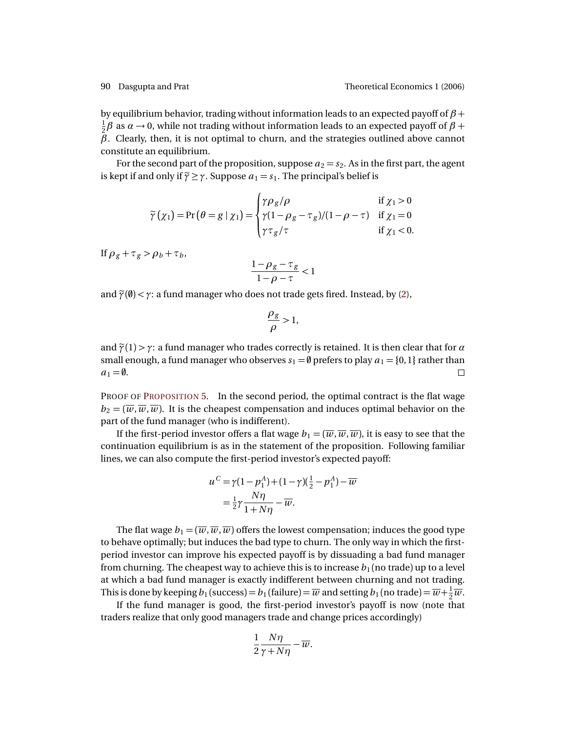by equilibrium behavior, trading without information leads to an expected payoff of $\beta + \frac{1}{2}\beta$ as $\alpha \to 0$, while not trading without information leads to an expected payoff of $\beta + \beta$. Clearly, then, it is not optimal to churn, and the strategies outlined above cannot constitute an equilibrium.

For the second part of the proposition, suppose $a_2 = s_2$. As in the first part, the agent is kept if and only if $\widetilde{\gamma} \geq \gamma$. Suppose $a_1 = s_1$. The principal's belief is

$$\widetilde{\gamma}(\chi_1) = \Pr(\theta = g \mid \chi_1) = \begin{cases} \gamma\rho_g/\rho & \text{if } \chi_1 > 0 \\ \gamma(1-\rho_g-\tau_g)/(1-\rho-\tau) & \text{if } \chi_1 = 0 \\ \gamma\tau_g/\tau & \text{if } \chi_1 < 0. \end{cases}$$

If $\rho_g + \tau_g > \rho_b + \tau_b$,

$$\frac{1-\rho_g-\tau_g}{1-\rho-\tau} < 1$$

and $\widetilde{\gamma}(\emptyset) < \gamma$: a fund manager who does not trade gets fired. Instead, by (2),

$$\frac{\rho_g}{\rho} > 1,$$

and $\widetilde{\gamma}(1) > \gamma$: a fund manager who trades correctly is retained. It is then clear that for $\alpha$ small enough, a fund manager who observes $s_1 = \emptyset$ prefers to play $a_1 = \{0,1\}$ rather than $a_1 = \emptyset$. □

PROOF OF PROPOSITION 5. In the second period, the optimal contract is the flat wage $b_2 = (\overline{w}, \overline{w}, \overline{w})$. It is the cheapest compensation and induces optimal behavior on the part of the fund manager (who is indifferent).

If the first-period investor offers a flat wage $b_1 = (\overline{w}, \overline{w}, \overline{w})$, it is easy to see that the continuation equilibrium is as in the statement of the proposition. Following familiar lines, we can also compute the first-period investor's expected payoff:

$$\begin{aligned} u^C &= \gamma(1-p_1^A) + (1-\gamma)(\tfrac{1}{2} - p_1^A) - \overline{w} \\ &= \tfrac{1}{2}\gamma\frac{N\eta}{1+N\eta} - \overline{w}. \end{aligned}$$

The flat wage $b_1 = (\overline{w}, \overline{w}, \overline{w})$ offers the lowest compensation; induces the good type to behave optimally; but induces the bad type to churn. The only way in which the first-period investor can improve his expected payoff is by dissuading a bad fund manager from churning. The cheapest way to achieve this is to increase $b_1$(no trade) up to a level at which a bad fund manager is exactly indifferent between churning and not trading. This is done by keeping $b_1$(success) $= b_1$(failure) $= \overline{w}$ and setting $b_1$(no trade) $= \overline{w} + \frac{1}{2}\overline{w}$.

If the fund manager is good, the first-period investor's payoff is now (note that traders realize that only good managers trade and change prices accordingly)

$$\frac{1}{2}\frac{N\eta}{\gamma + N\eta} - \overline{w}.$$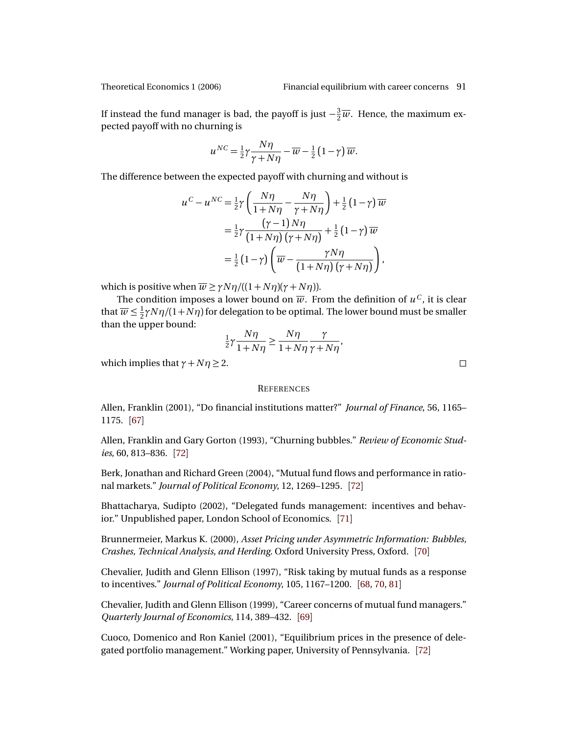If instead the fund manager is bad, the payoff is just $-\frac{3}{2}\overline{w}$. Hence, the maximum expected payoff with no churning is

$$u^{NC} = \tfrac{1}{2}\gamma \frac{N\eta}{\gamma + N\eta} - \overline{w} - \tfrac{1}{2}(1-\gamma)\overline{w}.$$

The difference between the expected payoff with churning and without is

$$\begin{aligned}
u^{C} - u^{NC} &= \tfrac{1}{2}\gamma \left( \frac{N\eta}{1+N\eta} - \frac{N\eta}{\gamma + N\eta} \right) + \tfrac{1}{2}(1-\gamma)\overline{w} \\
&= \tfrac{1}{2}\gamma \frac{(\gamma - 1)N\eta}{(1+N\eta)(\gamma + N\eta)} + \tfrac{1}{2}(1-\gamma)\overline{w} \\
&= \tfrac{1}{2}(1-\gamma)\left( \overline{w} - \frac{\gamma N\eta}{(1+N\eta)(\gamma + N\eta)} \right),
\end{aligned}$$

which is positive when $\overline{w} \geq \gamma N\eta/((1+N\eta)(\gamma+N\eta))$.

The condition imposes a lower bound on $\overline{w}$. From the definition of $u^{C}$, it is clear that $\overline{w} \leq \frac{1}{2}\gamma N\eta/(1+N\eta)$ for delegation to be optimal. The lower bound must be smaller than the upper bound:

$$\tfrac{1}{2}\gamma \frac{N\eta}{1+N\eta} \geq \frac{N\eta}{1+N\eta}\frac{\gamma}{\gamma + N\eta},$$

which implies that $\gamma + N\eta \geq 2$. □

## References

Allen, Franklin (2001), "Do financial institutions matter?" *Journal of Finance*, 56, 1165–1175. [67]

Allen, Franklin and Gary Gorton (1993), "Churning bubbles." *Review of Economic Studies*, 60, 813–836. [72]

Berk, Jonathan and Richard Green (2004), "Mutual fund flows and performance in rational markets." *Journal of Political Economy*, 12, 1269–1295. [72]

Bhattacharya, Sudipto (2002), "Delegated funds management: incentives and behavior." Unpublished paper, London School of Economics. [71]

Brunnermeier, Markus K. (2000), *Asset Pricing under Asymmetric Information: Bubbles, Crashes, Technical Analysis, and Herding.* Oxford University Press, Oxford. [70]

Chevalier, Judith and Glenn Ellison (1997), "Risk taking by mutual funds as a response to incentives." *Journal of Political Economy*, 105, 1167–1200. [68, 70, 81]

Chevalier, Judith and Glenn Ellison (1999), "Career concerns of mutual fund managers." *Quarterly Journal of Economics*, 114, 389–432. [69]

Cuoco, Domenico and Ron Kaniel (2001), "Equilibrium prices in the presence of delegated portfolio management." Working paper, University of Pennsylvania. [72]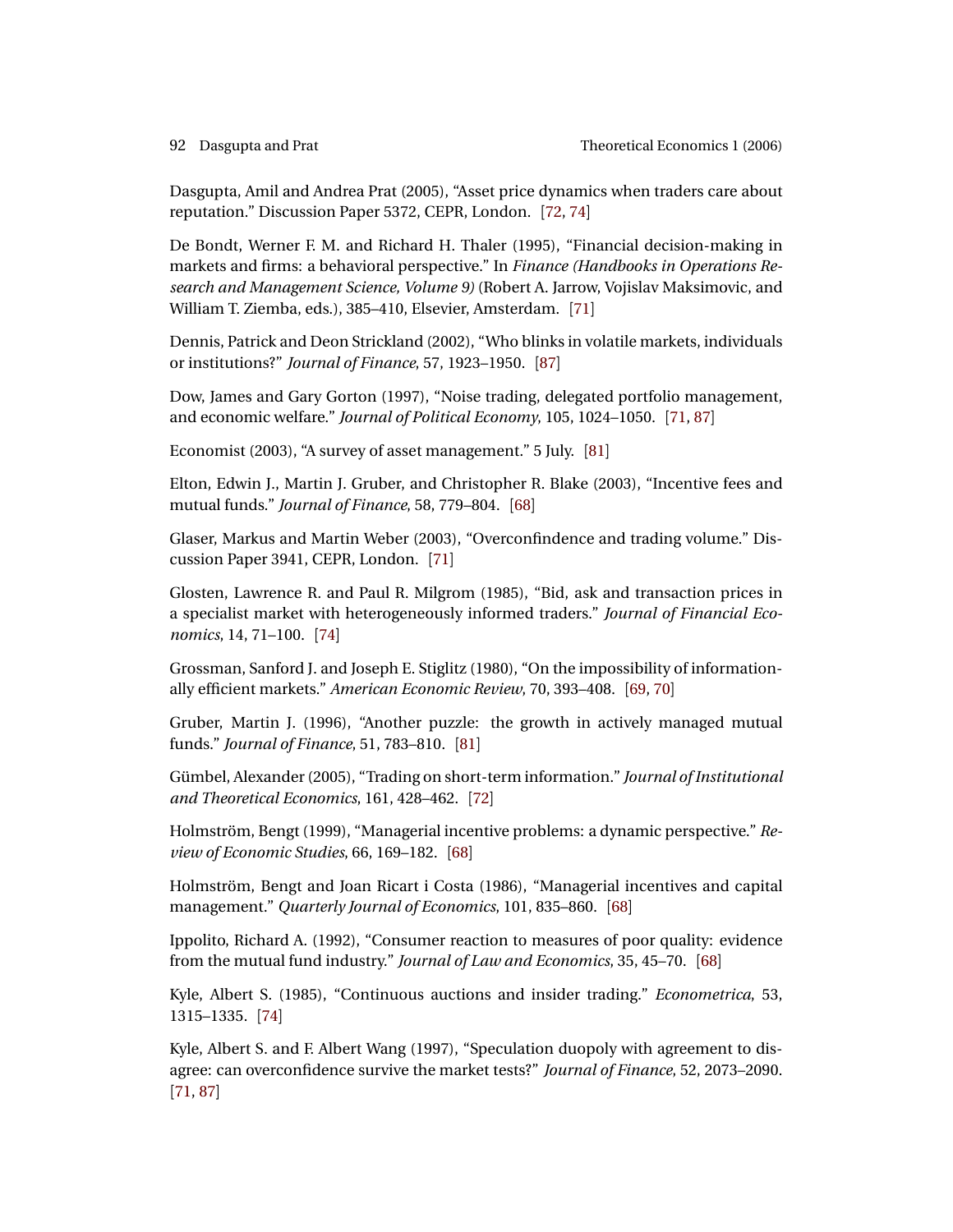Dasgupta, Amil and Andrea Prat (2005), "Asset price dynamics when traders care about reputation." Discussion Paper 5372, CEPR, London. [72, 74]

De Bondt, Werner F. M. and Richard H. Thaler (1995), "Financial decision-making in markets and firms: a behavioral perspective." In *Finance (Handbooks in Operations Research and Management Science, Volume 9)* (Robert A. Jarrow, Vojislav Maksimovic, and William T. Ziemba, eds.), 385–410, Elsevier, Amsterdam. [71]

Dennis, Patrick and Deon Strickland (2002), "Who blinks in volatile markets, individuals or institutions?" *Journal of Finance*, 57, 1923–1950. [87]

Dow, James and Gary Gorton (1997), "Noise trading, delegated portfolio management, and economic welfare." *Journal of Political Economy*, 105, 1024–1050. [71, 87]

Economist (2003), "A survey of asset management." 5 July. [81]

Elton, Edwin J., Martin J. Gruber, and Christopher R. Blake (2003), "Incentive fees and mutual funds." *Journal of Finance*, 58, 779–804. [68]

Glaser, Markus and Martin Weber (2003), "Overconfindence and trading volume." Discussion Paper 3941, CEPR, London. [71]

Glosten, Lawrence R. and Paul R. Milgrom (1985), "Bid, ask and transaction prices in a specialist market with heterogeneously informed traders." *Journal of Financial Economics*, 14, 71–100. [74]

Grossman, Sanford J. and Joseph E. Stiglitz (1980), "On the impossibility of informationally efficient markets." *American Economic Review*, 70, 393–408. [69, 70]

Gruber, Martin J. (1996), "Another puzzle: the growth in actively managed mutual funds." *Journal of Finance*, 51, 783–810. [81]

Gümbel, Alexander (2005), "Trading on short-term information." *Journal of Institutional and Theoretical Economics*, 161, 428–462. [72]

Holmström, Bengt (1999), "Managerial incentive problems: a dynamic perspective." *Review of Economic Studies*, 66, 169–182. [68]

Holmström, Bengt and Joan Ricart i Costa (1986), "Managerial incentives and capital management." *Quarterly Journal of Economics*, 101, 835–860. [68]

Ippolito, Richard A. (1992), "Consumer reaction to measures of poor quality: evidence from the mutual fund industry." *Journal of Law and Economics*, 35, 45–70. [68]

Kyle, Albert S. (1985), "Continuous auctions and insider trading." *Econometrica*, 53, 1315–1335. [74]

Kyle, Albert S. and F. Albert Wang (1997), "Speculation duopoly with agreement to disagree: can overconfidence survive the market tests?" *Journal of Finance*, 52, 2073–2090. [71, 87]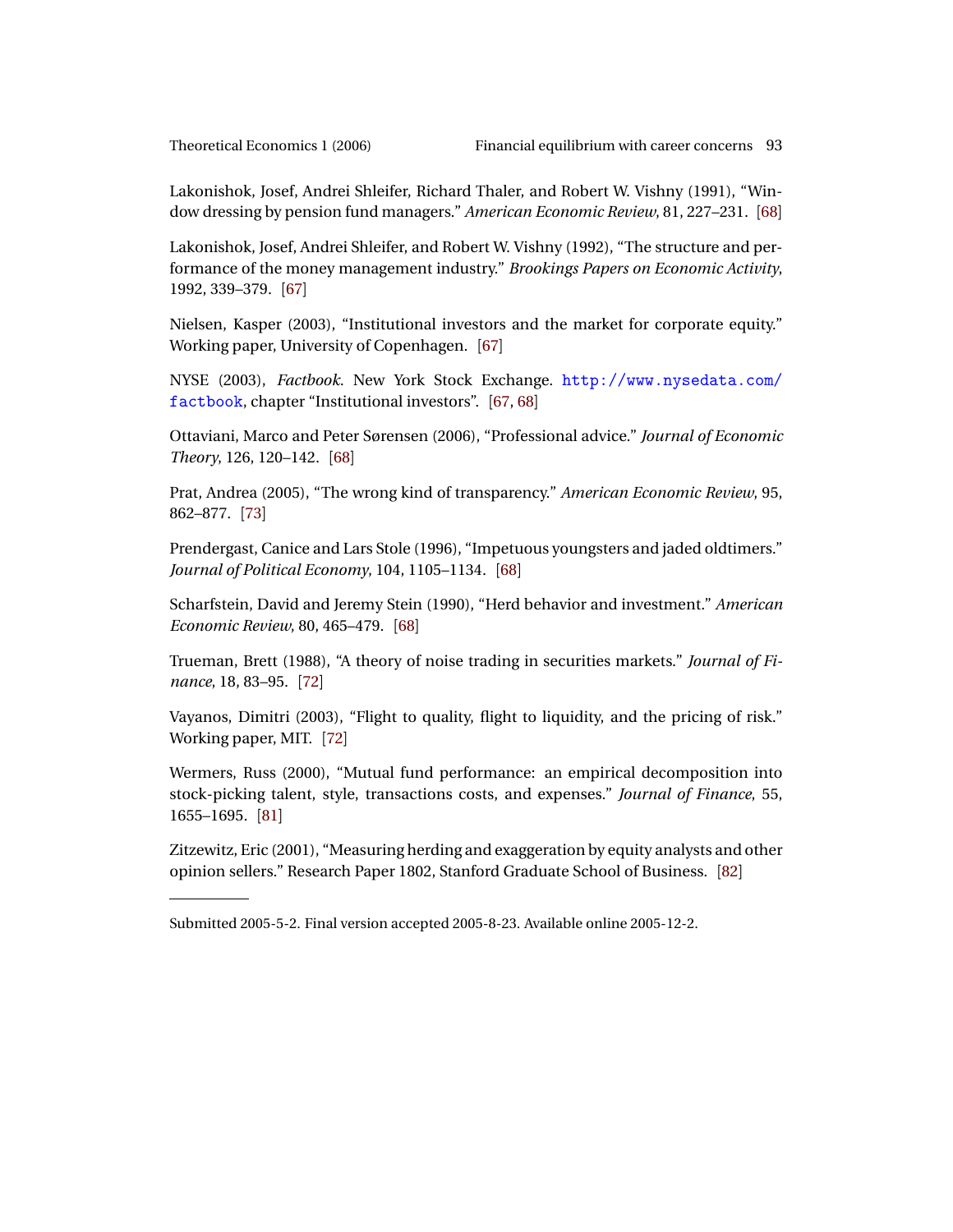Lakonishok, Josef, Andrei Shleifer, Richard Thaler, and Robert W. Vishny (1991), "Window dressing by pension fund managers." *American Economic Review*, 81, 227–231. [68]

Lakonishok, Josef, Andrei Shleifer, and Robert W. Vishny (1992), "The structure and performance of the money management industry." *Brookings Papers on Economic Activity*, 1992, 339–379. [67]

Nielsen, Kasper (2003), "Institutional investors and the market for corporate equity." Working paper, University of Copenhagen. [67]

NYSE (2003), *Factbook*. New York Stock Exchange. http://www.nysedata.com/factbook, chapter "Institutional investors". [67, 68]

Ottaviani, Marco and Peter Sørensen (2006), "Professional advice." *Journal of Economic Theory*, 126, 120–142. [68]

Prat, Andrea (2005), "The wrong kind of transparency." *American Economic Review*, 95, 862–877. [73]

Prendergast, Canice and Lars Stole (1996), "Impetuous youngsters and jaded oldtimers." *Journal of Political Economy*, 104, 1105–1134. [68]

Scharfstein, David and Jeremy Stein (1990), "Herd behavior and investment." *American Economic Review*, 80, 465–479. [68]

Trueman, Brett (1988), "A theory of noise trading in securities markets." *Journal of Finance*, 18, 83–95. [72]

Vayanos, Dimitri (2003), "Flight to quality, flight to liquidity, and the pricing of risk." Working paper, MIT. [72]

Wermers, Russ (2000), "Mutual fund performance: an empirical decomposition into stock-picking talent, style, transactions costs, and expenses." *Journal of Finance*, 55, 1655–1695. [81]

Zitzewitz, Eric (2001), "Measuring herding and exaggeration by equity analysts and other opinion sellers." Research Paper 1802, Stanford Graduate School of Business. [82]

---

Submitted 2005-5-2. Final version accepted 2005-8-23. Available online 2005-12-2.